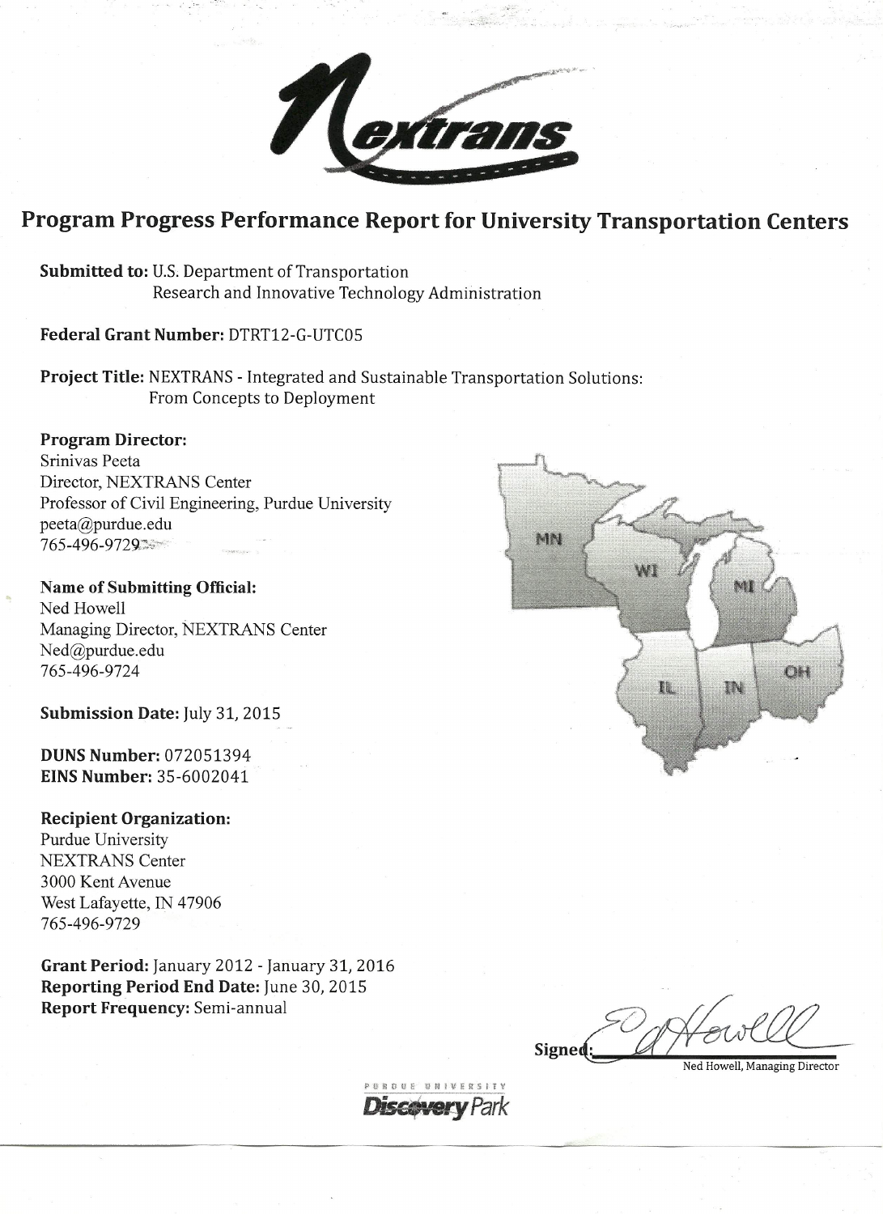# Program Progress Performance Report for University Transportation Centers

**Submitted to:** U.S. Department of Transportation
Research and Innovative Technology Administration

**Federal Grant Number:** DTRT12-G-UTC05

**Project Title:** NEXTRANS - Integrated and Sustainable Transportation Solutions: From Concepts to Deployment

**Program Director:**
Srinivas Peeta
Director, NEXTRANS Center
Professor of Civil Engineering, Purdue University
peeta@purdue.edu
765-496-9729

**Name of Submitting Official:**
Ned Howell
Managing Director, NEXTRANS Center
Ned@purdue.edu
765-496-9724

**Submission Date:** July 31, 2015

**DUNS Number:** 072051394
**EINS Number:** 35-6002041

**Recipient Organization:**
Purdue University
NEXTRANS Center
3000 Kent Avenue
West Lafayette, IN 47906
765-496-9729

**Grant Period:** January 2012 - January 31, 2016
**Reporting Period End Date:** June 30, 2015
**Report Frequency:** Semi-annual

Signed: Ned Howell, Managing Director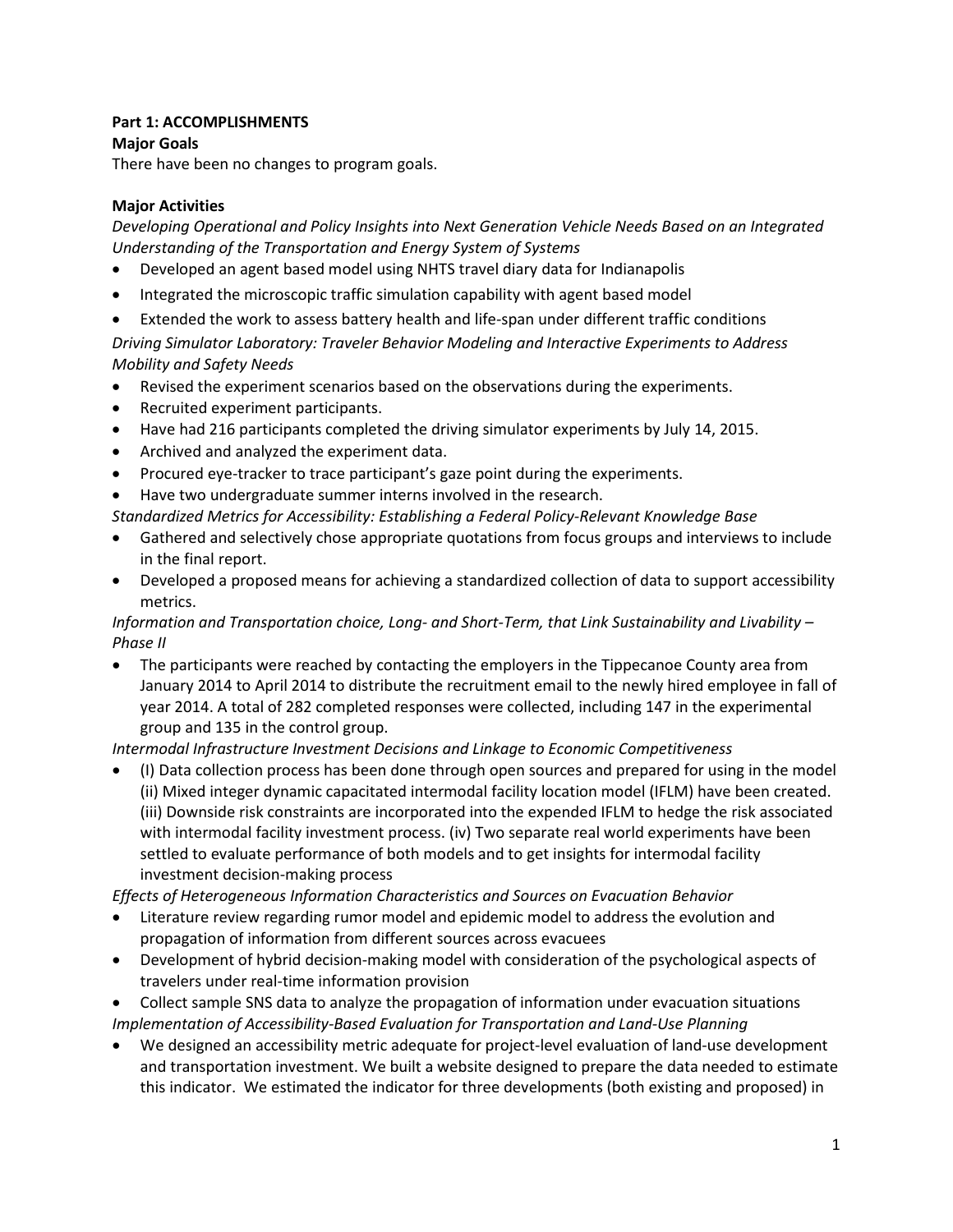**Part 1: ACCOMPLISHMENTS**

**Major Goals**

There have been no changes to program goals.

**Major Activities**

*Developing Operational and Policy Insights into Next Generation Vehicle Needs Based on an Integrated Understanding of the Transportation and Energy System of Systems*

- Developed an agent based model using NHTS travel diary data for Indianapolis
- Integrated the microscopic traffic simulation capability with agent based model
- Extended the work to assess battery health and life-span under different traffic conditions

*Driving Simulator Laboratory: Traveler Behavior Modeling and Interactive Experiments to Address Mobility and Safety Needs*

- Revised the experiment scenarios based on the observations during the experiments.
- Recruited experiment participants.
- Have had 216 participants completed the driving simulator experiments by July 14, 2015.
- Archived and analyzed the experiment data.
- Procured eye-tracker to trace participant's gaze point during the experiments.
- Have two undergraduate summer interns involved in the research.

*Standardized Metrics for Accessibility: Establishing a Federal Policy-Relevant Knowledge Base*

- Gathered and selectively chose appropriate quotations from focus groups and interviews to include in the final report.
- Developed a proposed means for achieving a standardized collection of data to support accessibility metrics.

*Information and Transportation choice, Long- and Short-Term, that Link Sustainability and Livability – Phase II*

- The participants were reached by contacting the employers in the Tippecanoe County area from January 2014 to April 2014 to distribute the recruitment email to the newly hired employee in fall of year 2014. A total of 282 completed responses were collected, including 147 in the experimental group and 135 in the control group.

*Intermodal Infrastructure Investment Decisions and Linkage to Economic Competitiveness*

- (I) Data collection process has been done through open sources and prepared for using in the model (ii) Mixed integer dynamic capacitated intermodal facility location model (IFLM) have been created. (iii) Downside risk constraints are incorporated into the expended IFLM to hedge the risk associated with intermodal facility investment process. (iv) Two separate real world experiments have been settled to evaluate performance of both models and to get insights for intermodal facility investment decision-making process

*Effects of Heterogeneous Information Characteristics and Sources on Evacuation Behavior*

- Literature review regarding rumor model and epidemic model to address the evolution and propagation of information from different sources across evacuees
- Development of hybrid decision-making model with consideration of the psychological aspects of travelers under real-time information provision
- Collect sample SNS data to analyze the propagation of information under evacuation situations

*Implementation of Accessibility-Based Evaluation for Transportation and Land-Use Planning*

- We designed an accessibility metric adequate for project-level evaluation of land-use development and transportation investment. We built a website designed to prepare the data needed to estimate this indicator. We estimated the indicator for three developments (both existing and proposed) in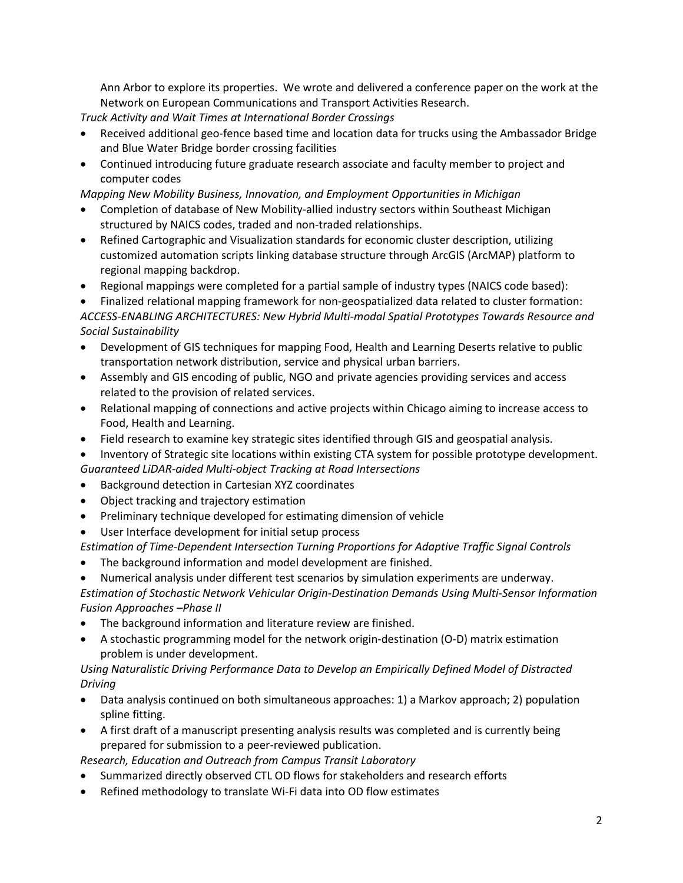Ann Arbor to explore its properties. We wrote and delivered a conference paper on the work at the Network on European Communications and Transport Activities Research.

*Truck Activity and Wait Times at International Border Crossings*

- Received additional geo-fence based time and location data for trucks using the Ambassador Bridge and Blue Water Bridge border crossing facilities
- Continued introducing future graduate research associate and faculty member to project and computer codes

*Mapping New Mobility Business, Innovation, and Employment Opportunities in Michigan*

- Completion of database of New Mobility-allied industry sectors within Southeast Michigan structured by NAICS codes, traded and non-traded relationships.
- Refined Cartographic and Visualization standards for economic cluster description, utilizing customized automation scripts linking database structure through ArcGIS (ArcMAP) platform to regional mapping backdrop.
- Regional mappings were completed for a partial sample of industry types (NAICS code based):
- Finalized relational mapping framework for non-geospatialized data related to cluster formation:

*ACCESS-ENABLING ARCHITECTURES: New Hybrid Multi-modal Spatial Prototypes Towards Resource and Social Sustainability*

- Development of GIS techniques for mapping Food, Health and Learning Deserts relative to public transportation network distribution, service and physical urban barriers.
- Assembly and GIS encoding of public, NGO and private agencies providing services and access related to the provision of related services.
- Relational mapping of connections and active projects within Chicago aiming to increase access to Food, Health and Learning.
- Field research to examine key strategic sites identified through GIS and geospatial analysis.
- Inventory of Strategic site locations within existing CTA system for possible prototype development.

*Guaranteed LiDAR-aided Multi-object Tracking at Road Intersections*

- Background detection in Cartesian XYZ coordinates
- Object tracking and trajectory estimation
- Preliminary technique developed for estimating dimension of vehicle
- User Interface development for initial setup process

*Estimation of Time-Dependent Intersection Turning Proportions for Adaptive Traffic Signal Controls*

- The background information and model development are finished.
- Numerical analysis under different test scenarios by simulation experiments are underway.

*Estimation of Stochastic Network Vehicular Origin-Destination Demands Using Multi-Sensor Information Fusion Approaches –Phase II*

- The background information and literature review are finished.
- A stochastic programming model for the network origin-destination (O-D) matrix estimation problem is under development.

*Using Naturalistic Driving Performance Data to Develop an Empirically Defined Model of Distracted Driving*

- Data analysis continued on both simultaneous approaches: 1) a Markov approach; 2) population spline fitting.
- A first draft of a manuscript presenting analysis results was completed and is currently being prepared for submission to a peer-reviewed publication.

*Research, Education and Outreach from Campus Transit Laboratory*

- Summarized directly observed CTL OD flows for stakeholders and research efforts
- Refined methodology to translate Wi-Fi data into OD flow estimates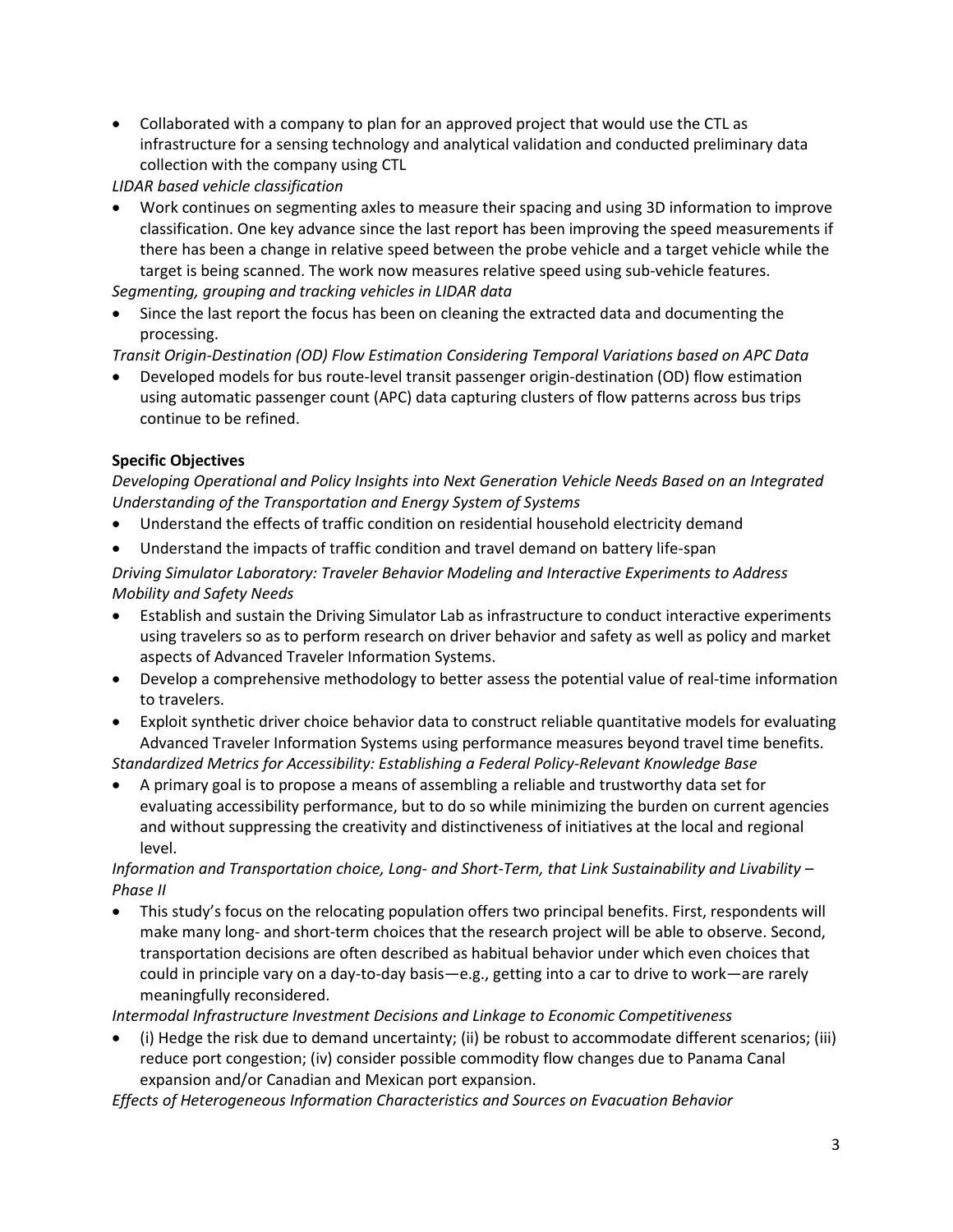- Collaborated with a company to plan for an approved project that would use the CTL as infrastructure for a sensing technology and analytical validation and conducted preliminary data collection with the company using CTL

*LIDAR based vehicle classification*

- Work continues on segmenting axles to measure their spacing and using 3D information to improve classification. One key advance since the last report has been improving the speed measurements if there has been a change in relative speed between the probe vehicle and a target vehicle while the target is being scanned. The work now measures relative speed using sub-vehicle features.

*Segmenting, grouping and tracking vehicles in LIDAR data*

- Since the last report the focus has been on cleaning the extracted data and documenting the processing.

*Transit Origin-Destination (OD) Flow Estimation Considering Temporal Variations based on APC Data*

- Developed models for bus route-level transit passenger origin-destination (OD) flow estimation using automatic passenger count (APC) data capturing clusters of flow patterns across bus trips continue to be refined.

**Specific Objectives**

*Developing Operational and Policy Insights into Next Generation Vehicle Needs Based on an Integrated Understanding of the Transportation and Energy System of Systems*

- Understand the effects of traffic condition on residential household electricity demand
- Understand the impacts of traffic condition and travel demand on battery life-span

*Driving Simulator Laboratory: Traveler Behavior Modeling and Interactive Experiments to Address Mobility and Safety Needs*

- Establish and sustain the Driving Simulator Lab as infrastructure to conduct interactive experiments using travelers so as to perform research on driver behavior and safety as well as policy and market aspects of Advanced Traveler Information Systems.
- Develop a comprehensive methodology to better assess the potential value of real-time information to travelers.
- Exploit synthetic driver choice behavior data to construct reliable quantitative models for evaluating Advanced Traveler Information Systems using performance measures beyond travel time benefits.

*Standardized Metrics for Accessibility: Establishing a Federal Policy-Relevant Knowledge Base*

- A primary goal is to propose a means of assembling a reliable and trustworthy data set for evaluating accessibility performance, but to do so while minimizing the burden on current agencies and without suppressing the creativity and distinctiveness of initiatives at the local and regional level.

*Information and Transportation choice, Long- and Short-Term, that Link Sustainability and Livability – Phase II*

- This study's focus on the relocating population offers two principal benefits. First, respondents will make many long- and short-term choices that the research project will be able to observe. Second, transportation decisions are often described as habitual behavior under which even choices that could in principle vary on a day-to-day basis—e.g., getting into a car to drive to work—are rarely meaningfully reconsidered.

*Intermodal Infrastructure Investment Decisions and Linkage to Economic Competitiveness*

- (i) Hedge the risk due to demand uncertainty; (ii) be robust to accommodate different scenarios; (iii) reduce port congestion; (iv) consider possible commodity flow changes due to Panama Canal expansion and/or Canadian and Mexican port expansion.

*Effects of Heterogeneous Information Characteristics and Sources on Evacuation Behavior*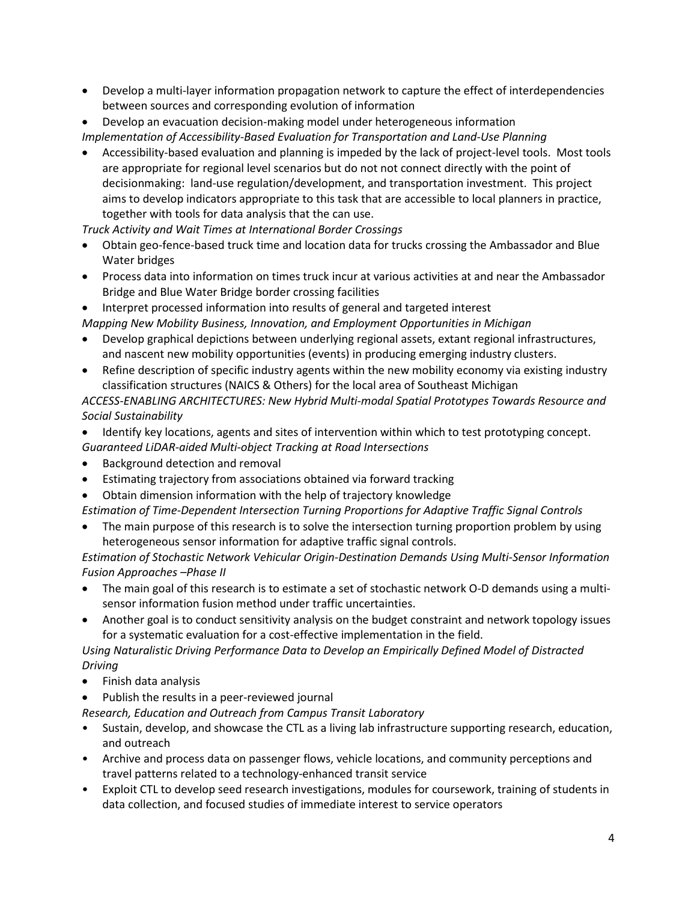- Develop a multi-layer information propagation network to capture the effect of interdependencies between sources and corresponding evolution of information
- Develop an evacuation decision-making model under heterogeneous information

*Implementation of Accessibility-Based Evaluation for Transportation and Land-Use Planning*

- Accessibility-based evaluation and planning is impeded by the lack of project-level tools. Most tools are appropriate for regional level scenarios but do not not connect directly with the point of decisionmaking: land-use regulation/development, and transportation investment. This project aims to develop indicators appropriate to this task that are accessible to local planners in practice, together with tools for data analysis that the can use.

*Truck Activity and Wait Times at International Border Crossings*

- Obtain geo-fence-based truck time and location data for trucks crossing the Ambassador and Blue Water bridges
- Process data into information on times truck incur at various activities at and near the Ambassador Bridge and Blue Water Bridge border crossing facilities
- Interpret processed information into results of general and targeted interest

*Mapping New Mobility Business, Innovation, and Employment Opportunities in Michigan*

- Develop graphical depictions between underlying regional assets, extant regional infrastructures, and nascent new mobility opportunities (events) in producing emerging industry clusters.
- Refine description of specific industry agents within the new mobility economy via existing industry classification structures (NAICS & Others) for the local area of Southeast Michigan

*ACCESS-ENABLING ARCHITECTURES: New Hybrid Multi-modal Spatial Prototypes Towards Resource and Social Sustainability*

- Identify key locations, agents and sites of intervention within which to test prototyping concept.

*Guaranteed LiDAR-aided Multi-object Tracking at Road Intersections*

- Background detection and removal
- Estimating trajectory from associations obtained via forward tracking
- Obtain dimension information with the help of trajectory knowledge

*Estimation of Time-Dependent Intersection Turning Proportions for Adaptive Traffic Signal Controls*

- The main purpose of this research is to solve the intersection turning proportion problem by using heterogeneous sensor information for adaptive traffic signal controls.

*Estimation of Stochastic Network Vehicular Origin-Destination Demands Using Multi-Sensor Information Fusion Approaches –Phase II*

- The main goal of this research is to estimate a set of stochastic network O-D demands using a multi-sensor information fusion method under traffic uncertainties.
- Another goal is to conduct sensitivity analysis on the budget constraint and network topology issues for a systematic evaluation for a cost-effective implementation in the field.

*Using Naturalistic Driving Performance Data to Develop an Empirically Defined Model of Distracted Driving*

- Finish data analysis
- Publish the results in a peer-reviewed journal

*Research, Education and Outreach from Campus Transit Laboratory*

- Sustain, develop, and showcase the CTL as a living lab infrastructure supporting research, education, and outreach
- Archive and process data on passenger flows, vehicle locations, and community perceptions and travel patterns related to a technology-enhanced transit service
- Exploit CTL to develop seed research investigations, modules for coursework, training of students in data collection, and focused studies of immediate interest to service operators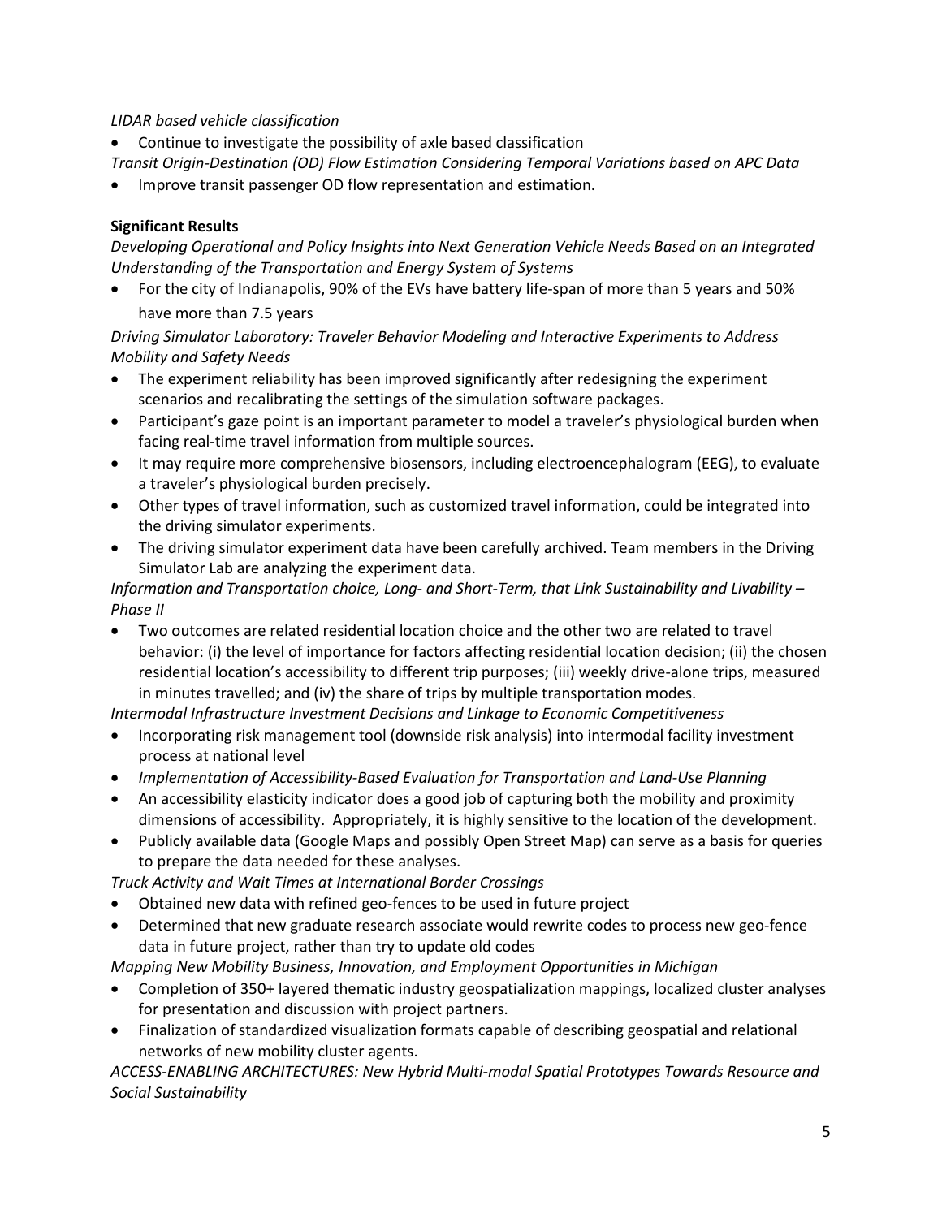*LIDAR based vehicle classification*

- Continue to investigate the possibility of axle based classification

*Transit Origin-Destination (OD) Flow Estimation Considering Temporal Variations based on APC Data*

- Improve transit passenger OD flow representation and estimation.

**Significant Results**

*Developing Operational and Policy Insights into Next Generation Vehicle Needs Based on an Integrated Understanding of the Transportation and Energy System of Systems*

- For the city of Indianapolis, 90% of the EVs have battery life-span of more than 5 years and 50% have more than 7.5 years

*Driving Simulator Laboratory: Traveler Behavior Modeling and Interactive Experiments to Address Mobility and Safety Needs*

- The experiment reliability has been improved significantly after redesigning the experiment scenarios and recalibrating the settings of the simulation software packages.
- Participant's gaze point is an important parameter to model a traveler's physiological burden when facing real-time travel information from multiple sources.
- It may require more comprehensive biosensors, including electroencephalogram (EEG), to evaluate a traveler's physiological burden precisely.
- Other types of travel information, such as customized travel information, could be integrated into the driving simulator experiments.
- The driving simulator experiment data have been carefully archived. Team members in the Driving Simulator Lab are analyzing the experiment data.

*Information and Transportation choice, Long- and Short-Term, that Link Sustainability and Livability – Phase II*

- Two outcomes are related residential location choice and the other two are related to travel behavior: (i) the level of importance for factors affecting residential location decision; (ii) the chosen residential location's accessibility to different trip purposes; (iii) weekly drive-alone trips, measured in minutes travelled; and (iv) the share of trips by multiple transportation modes.

*Intermodal Infrastructure Investment Decisions and Linkage to Economic Competitiveness*

- Incorporating risk management tool (downside risk analysis) into intermodal facility investment process at national level
- *Implementation of Accessibility-Based Evaluation for Transportation and Land-Use Planning*
- An accessibility elasticity indicator does a good job of capturing both the mobility and proximity dimensions of accessibility. Appropriately, it is highly sensitive to the location of the development.
- Publicly available data (Google Maps and possibly Open Street Map) can serve as a basis for queries to prepare the data needed for these analyses.

*Truck Activity and Wait Times at International Border Crossings*

- Obtained new data with refined geo-fences to be used in future project
- Determined that new graduate research associate would rewrite codes to process new geo-fence data in future project, rather than try to update old codes

*Mapping New Mobility Business, Innovation, and Employment Opportunities in Michigan*

- Completion of 350+ layered thematic industry geospatialization mappings, localized cluster analyses for presentation and discussion with project partners.
- Finalization of standardized visualization formats capable of describing geospatial and relational networks of new mobility cluster agents.

*ACCESS-ENABLING ARCHITECTURES: New Hybrid Multi-modal Spatial Prototypes Towards Resource and Social Sustainability*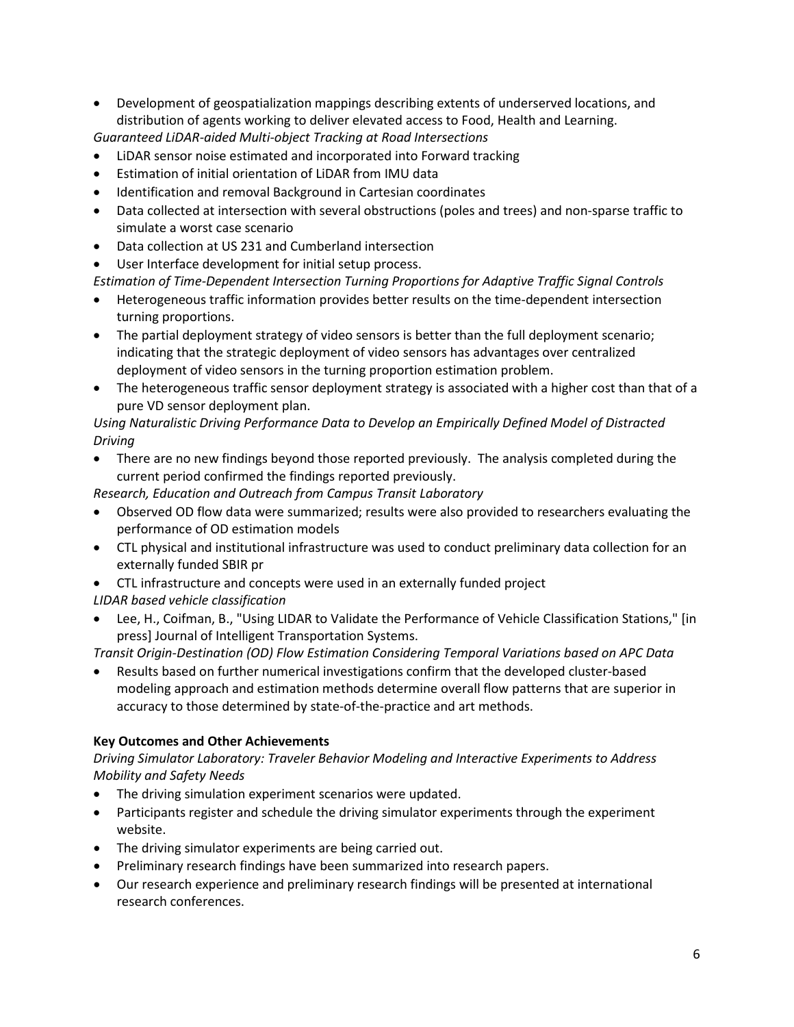- Development of geospatialization mappings describing extents of underserved locations, and distribution of agents working to deliver elevated access to Food, Health and Learning.

*Guaranteed LiDAR-aided Multi-object Tracking at Road Intersections*

- LiDAR sensor noise estimated and incorporated into Forward tracking
- Estimation of initial orientation of LiDAR from IMU data
- Identification and removal Background in Cartesian coordinates
- Data collected at intersection with several obstructions (poles and trees) and non-sparse traffic to simulate a worst case scenario
- Data collection at US 231 and Cumberland intersection
- User Interface development for initial setup process.

*Estimation of Time-Dependent Intersection Turning Proportions for Adaptive Traffic Signal Controls*

- Heterogeneous traffic information provides better results on the time-dependent intersection turning proportions.
- The partial deployment strategy of video sensors is better than the full deployment scenario; indicating that the strategic deployment of video sensors has advantages over centralized deployment of video sensors in the turning proportion estimation problem.
- The heterogeneous traffic sensor deployment strategy is associated with a higher cost than that of a pure VD sensor deployment plan.

*Using Naturalistic Driving Performance Data to Develop an Empirically Defined Model of Distracted Driving*

- There are no new findings beyond those reported previously. The analysis completed during the current period confirmed the findings reported previously.

*Research, Education and Outreach from Campus Transit Laboratory*

- Observed OD flow data were summarized; results were also provided to researchers evaluating the performance of OD estimation models
- CTL physical and institutional infrastructure was used to conduct preliminary data collection for an externally funded SBIR pr
- CTL infrastructure and concepts were used in an externally funded project

*LIDAR based vehicle classification*

- Lee, H., Coifman, B., "Using LIDAR to Validate the Performance of Vehicle Classification Stations," [in press] Journal of Intelligent Transportation Systems.

*Transit Origin-Destination (OD) Flow Estimation Considering Temporal Variations based on APC Data*

- Results based on further numerical investigations confirm that the developed cluster-based modeling approach and estimation methods determine overall flow patterns that are superior in accuracy to those determined by state-of-the-practice and art methods.

**Key Outcomes and Other Achievements**

*Driving Simulator Laboratory: Traveler Behavior Modeling and Interactive Experiments to Address Mobility and Safety Needs*

- The driving simulation experiment scenarios were updated.
- Participants register and schedule the driving simulator experiments through the experiment website.
- The driving simulator experiments are being carried out.
- Preliminary research findings have been summarized into research papers.
- Our research experience and preliminary research findings will be presented at international research conferences.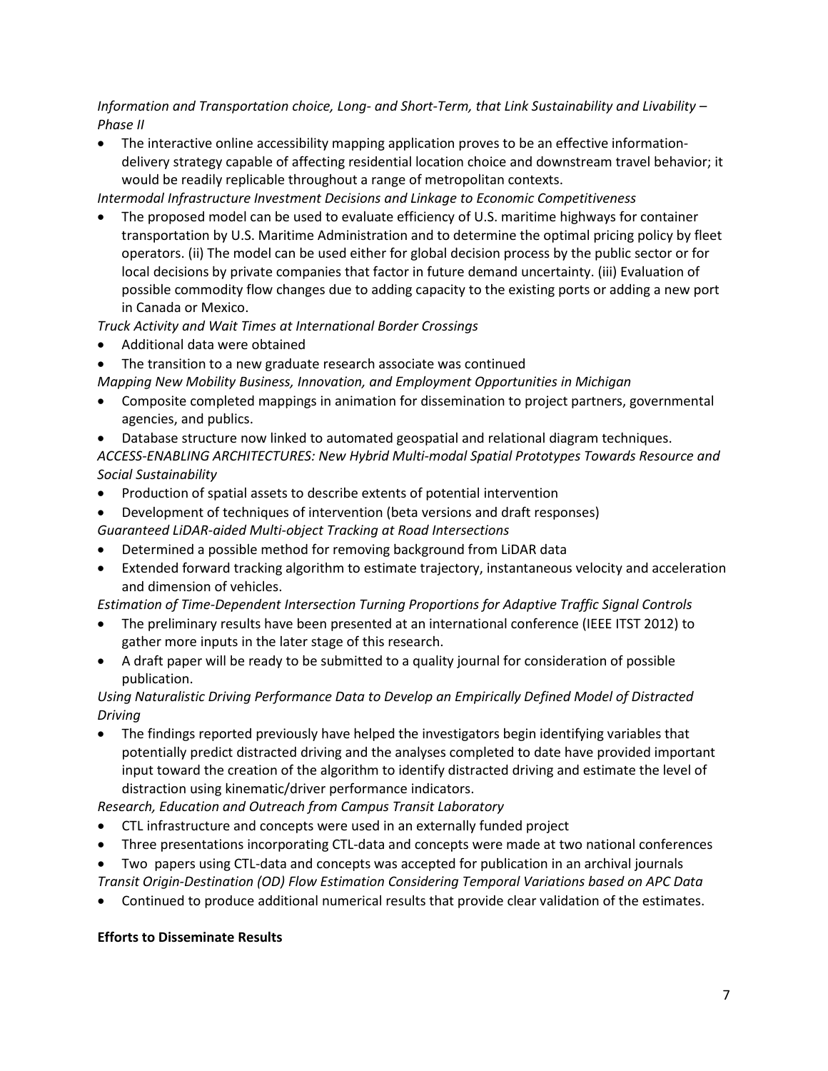*Information and Transportation choice, Long- and Short-Term, that Link Sustainability and Livability – Phase II*

- The interactive online accessibility mapping application proves to be an effective information-delivery strategy capable of affecting residential location choice and downstream travel behavior; it would be readily replicable throughout a range of metropolitan contexts.

*Intermodal Infrastructure Investment Decisions and Linkage to Economic Competitiveness*

- The proposed model can be used to evaluate efficiency of U.S. maritime highways for container transportation by U.S. Maritime Administration and to determine the optimal pricing policy by fleet operators. (ii) The model can be used either for global decision process by the public sector or for local decisions by private companies that factor in future demand uncertainty. (iii) Evaluation of possible commodity flow changes due to adding capacity to the existing ports or adding a new port in Canada or Mexico.

*Truck Activity and Wait Times at International Border Crossings*

- Additional data were obtained
- The transition to a new graduate research associate was continued

*Mapping New Mobility Business, Innovation, and Employment Opportunities in Michigan*

- Composite completed mappings in animation for dissemination to project partners, governmental agencies, and publics.
- Database structure now linked to automated geospatial and relational diagram techniques.

*ACCESS-ENABLING ARCHITECTURES: New Hybrid Multi-modal Spatial Prototypes Towards Resource and Social Sustainability*

- Production of spatial assets to describe extents of potential intervention
- Development of techniques of intervention (beta versions and draft responses)

*Guaranteed LiDAR-aided Multi-object Tracking at Road Intersections*

- Determined a possible method for removing background from LiDAR data
- Extended forward tracking algorithm to estimate trajectory, instantaneous velocity and acceleration and dimension of vehicles.

*Estimation of Time-Dependent Intersection Turning Proportions for Adaptive Traffic Signal Controls*

- The preliminary results have been presented at an international conference (IEEE ITST 2012) to gather more inputs in the later stage of this research.
- A draft paper will be ready to be submitted to a quality journal for consideration of possible publication.

*Using Naturalistic Driving Performance Data to Develop an Empirically Defined Model of Distracted Driving*

- The findings reported previously have helped the investigators begin identifying variables that potentially predict distracted driving and the analyses completed to date have provided important input toward the creation of the algorithm to identify distracted driving and estimate the level of distraction using kinematic/driver performance indicators.

*Research, Education and Outreach from Campus Transit Laboratory*

- CTL infrastructure and concepts were used in an externally funded project
- Three presentations incorporating CTL-data and concepts were made at two national conferences
- Two papers using CTL-data and concepts was accepted for publication in an archival journals

*Transit Origin-Destination (OD) Flow Estimation Considering Temporal Variations based on APC Data*

- Continued to produce additional numerical results that provide clear validation of the estimates.

**Efforts to Disseminate Results**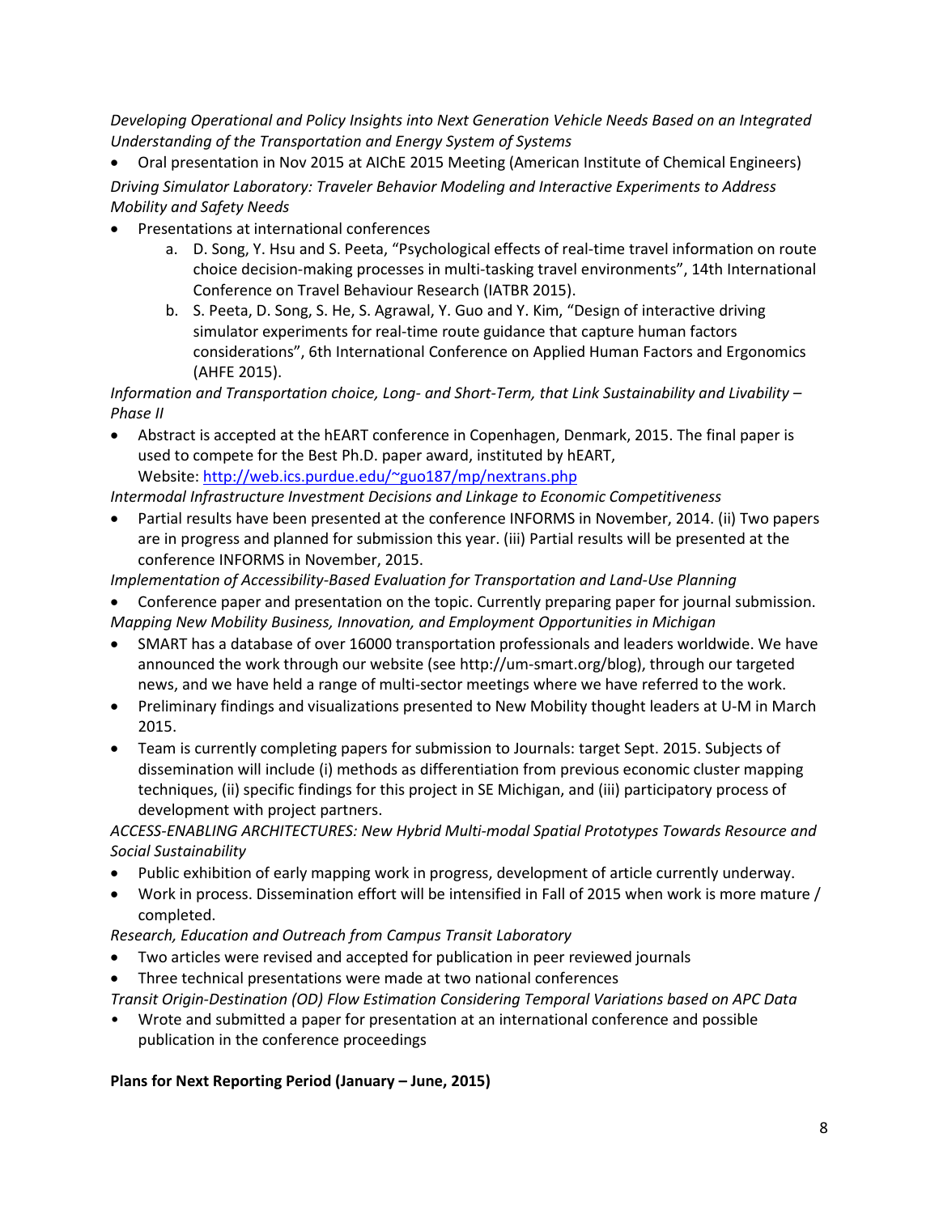*Developing Operational and Policy Insights into Next Generation Vehicle Needs Based on an Integrated Understanding of the Transportation and Energy System of Systems*

- Oral presentation in Nov 2015 at AIChE 2015 Meeting (American Institute of Chemical Engineers)

*Driving Simulator Laboratory: Traveler Behavior Modeling and Interactive Experiments to Address Mobility and Safety Needs*

- Presentations at international conferences
  a. D. Song, Y. Hsu and S. Peeta, "Psychological effects of real-time travel information on route choice decision-making processes in multi-tasking travel environments", 14th International Conference on Travel Behaviour Research (IATBR 2015).
  b. S. Peeta, D. Song, S. He, S. Agrawal, Y. Guo and Y. Kim, "Design of interactive driving simulator experiments for real-time route guidance that capture human factors considerations", 6th International Conference on Applied Human Factors and Ergonomics (AHFE 2015).

*Information and Transportation choice, Long- and Short-Term, that Link Sustainability and Livability – Phase II*

- Abstract is accepted at the hEART conference in Copenhagen, Denmark, 2015. The final paper is used to compete for the Best Ph.D. paper award, instituted by hEART, Website: http://web.ics.purdue.edu/~guo187/mp/nextrans.php

*Intermodal Infrastructure Investment Decisions and Linkage to Economic Competitiveness*

- Partial results have been presented at the conference INFORMS in November, 2014. (ii) Two papers are in progress and planned for submission this year. (iii) Partial results will be presented at the conference INFORMS in November, 2015.

*Implementation of Accessibility-Based Evaluation for Transportation and Land-Use Planning*

- Conference paper and presentation on the topic. Currently preparing paper for journal submission.

*Mapping New Mobility Business, Innovation, and Employment Opportunities in Michigan*

- SMART has a database of over 16000 transportation professionals and leaders worldwide. We have announced the work through our website (see http://um-smart.org/blog), through our targeted news, and we have held a range of multi-sector meetings where we have referred to the work.
- Preliminary findings and visualizations presented to New Mobility thought leaders at U-M in March 2015.
- Team is currently completing papers for submission to Journals: target Sept. 2015. Subjects of dissemination will include (i) methods as differentiation from previous economic cluster mapping techniques, (ii) specific findings for this project in SE Michigan, and (iii) participatory process of development with project partners.

*ACCESS-ENABLING ARCHITECTURES: New Hybrid Multi-modal Spatial Prototypes Towards Resource and Social Sustainability*

- Public exhibition of early mapping work in progress, development of article currently underway.
- Work in process. Dissemination effort will be intensified in Fall of 2015 when work is more mature / completed.

*Research, Education and Outreach from Campus Transit Laboratory*

- Two articles were revised and accepted for publication in peer reviewed journals
- Three technical presentations were made at two national conferences

*Transit Origin-Destination (OD) Flow Estimation Considering Temporal Variations based on APC Data*

- Wrote and submitted a paper for presentation at an international conference and possible publication in the conference proceedings

**Plans for Next Reporting Period (January – June, 2015)**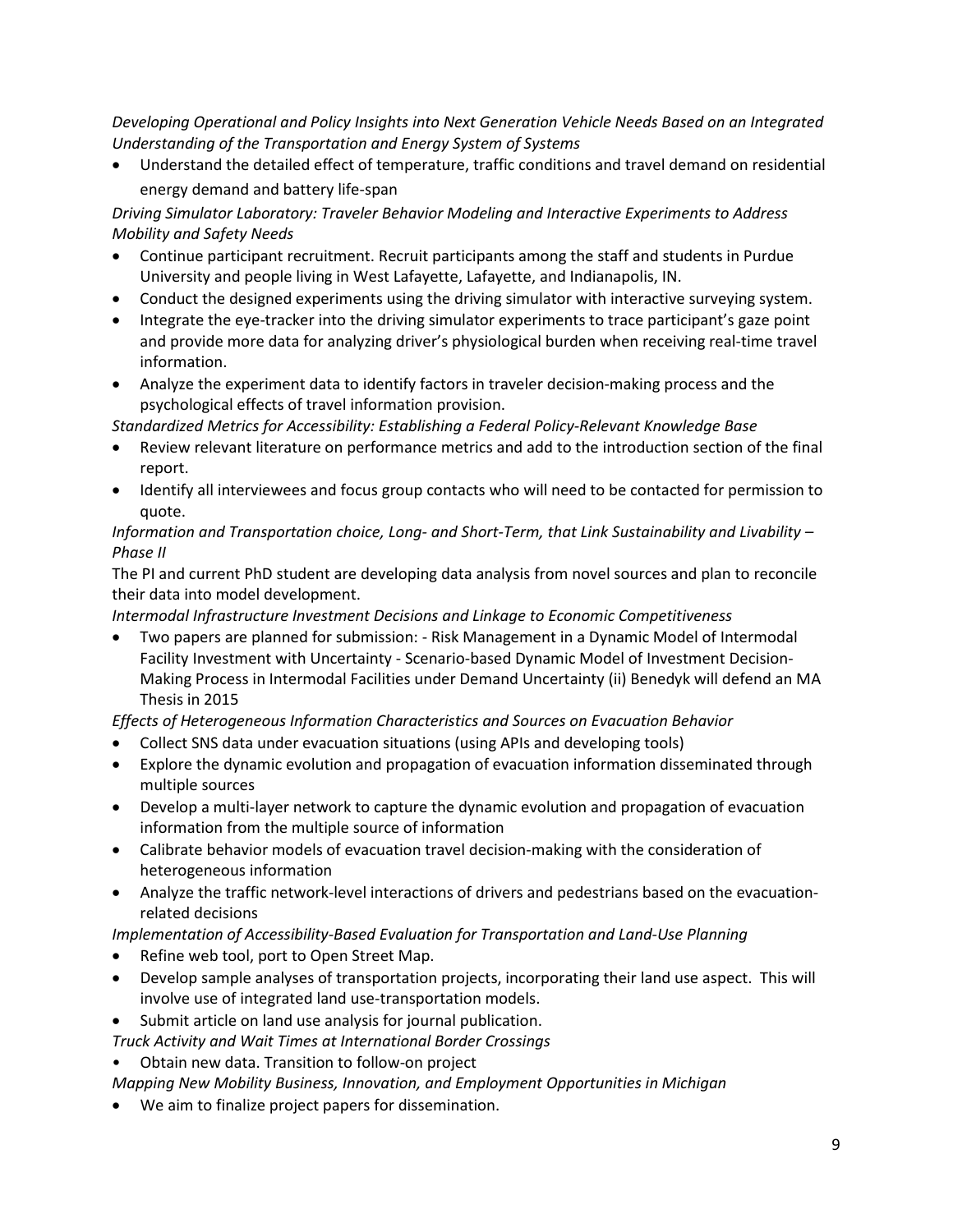*Developing Operational and Policy Insights into Next Generation Vehicle Needs Based on an Integrated Understanding of the Transportation and Energy System of Systems*

- Understand the detailed effect of temperature, traffic conditions and travel demand on residential energy demand and battery life-span

*Driving Simulator Laboratory: Traveler Behavior Modeling and Interactive Experiments to Address Mobility and Safety Needs*

- Continue participant recruitment. Recruit participants among the staff and students in Purdue University and people living in West Lafayette, Lafayette, and Indianapolis, IN.
- Conduct the designed experiments using the driving simulator with interactive surveying system.
- Integrate the eye-tracker into the driving simulator experiments to trace participant's gaze point and provide more data for analyzing driver's physiological burden when receiving real-time travel information.
- Analyze the experiment data to identify factors in traveler decision-making process and the psychological effects of travel information provision.

*Standardized Metrics for Accessibility: Establishing a Federal Policy-Relevant Knowledge Base*

- Review relevant literature on performance metrics and add to the introduction section of the final report.
- Identify all interviewees and focus group contacts who will need to be contacted for permission to quote.

*Information and Transportation choice, Long- and Short-Term, that Link Sustainability and Livability – Phase II*

The PI and current PhD student are developing data analysis from novel sources and plan to reconcile their data into model development.

*Intermodal Infrastructure Investment Decisions and Linkage to Economic Competitiveness*

- Two papers are planned for submission: - Risk Management in a Dynamic Model of Intermodal Facility Investment with Uncertainty - Scenario-based Dynamic Model of Investment Decision-Making Process in Intermodal Facilities under Demand Uncertainty (ii) Benedyk will defend an MA Thesis in 2015

*Effects of Heterogeneous Information Characteristics and Sources on Evacuation Behavior*

- Collect SNS data under evacuation situations (using APIs and developing tools)
- Explore the dynamic evolution and propagation of evacuation information disseminated through multiple sources
- Develop a multi-layer network to capture the dynamic evolution and propagation of evacuation information from the multiple source of information
- Calibrate behavior models of evacuation travel decision-making with the consideration of heterogeneous information
- Analyze the traffic network-level interactions of drivers and pedestrians based on the evacuation-related decisions

*Implementation of Accessibility-Based Evaluation for Transportation and Land-Use Planning*

- Refine web tool, port to Open Street Map.
- Develop sample analyses of transportation projects, incorporating their land use aspect. This will involve use of integrated land use-transportation models.
- Submit article on land use analysis for journal publication.

*Truck Activity and Wait Times at International Border Crossings*

- Obtain new data. Transition to follow-on project

*Mapping New Mobility Business, Innovation, and Employment Opportunities in Michigan*

- We aim to finalize project papers for dissemination.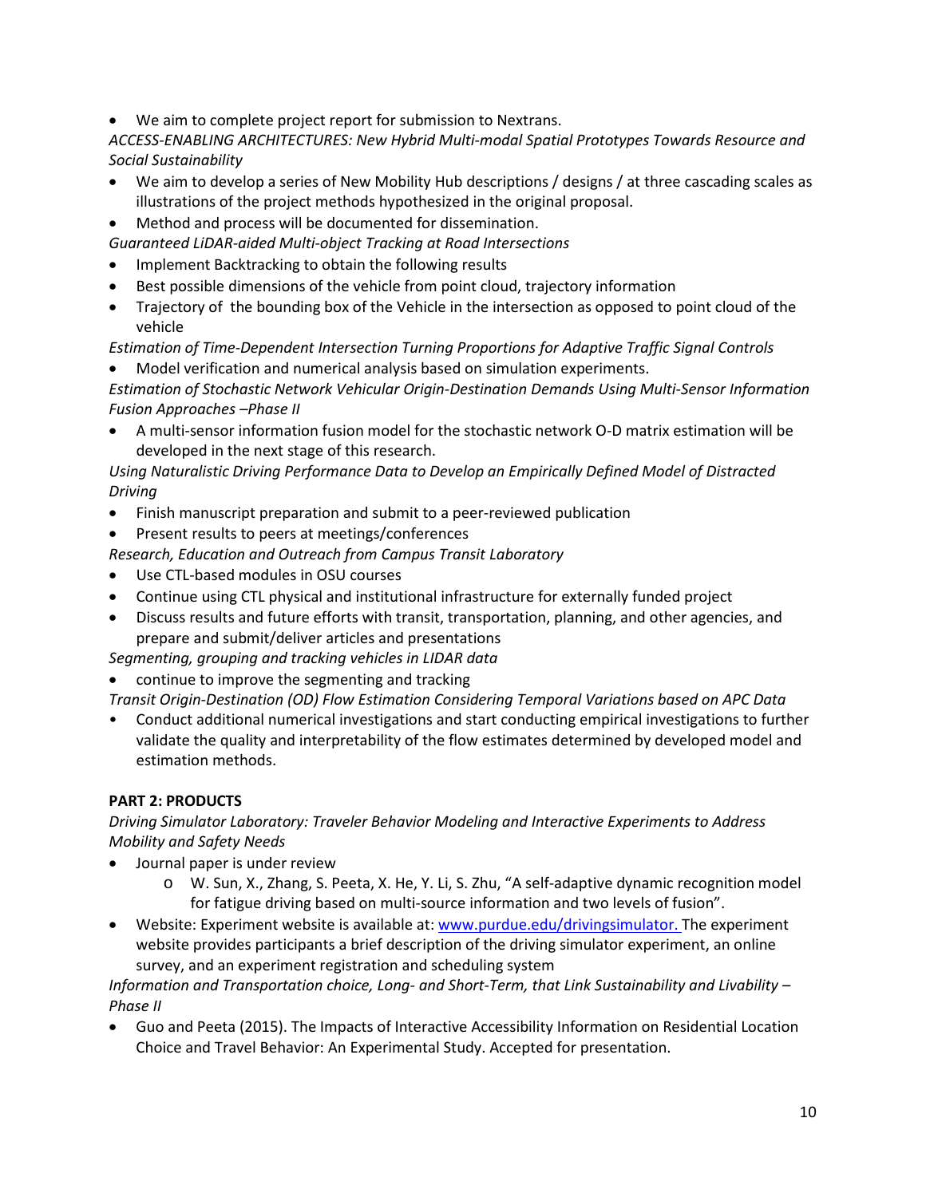- We aim to complete project report for submission to Nextrans.

*ACCESS-ENABLING ARCHITECTURES: New Hybrid Multi-modal Spatial Prototypes Towards Resource and Social Sustainability*

- We aim to develop a series of New Mobility Hub descriptions / designs / at three cascading scales as illustrations of the project methods hypothesized in the original proposal.
- Method and process will be documented for dissemination.

*Guaranteed LiDAR-aided Multi-object Tracking at Road Intersections*

- Implement Backtracking to obtain the following results
- Best possible dimensions of the vehicle from point cloud, trajectory information
- Trajectory of the bounding box of the Vehicle in the intersection as opposed to point cloud of the vehicle

*Estimation of Time-Dependent Intersection Turning Proportions for Adaptive Traffic Signal Controls*

- Model verification and numerical analysis based on simulation experiments.

*Estimation of Stochastic Network Vehicular Origin-Destination Demands Using Multi-Sensor Information Fusion Approaches –Phase II*

- A multi-sensor information fusion model for the stochastic network O-D matrix estimation will be developed in the next stage of this research.

*Using Naturalistic Driving Performance Data to Develop an Empirically Defined Model of Distracted Driving*

- Finish manuscript preparation and submit to a peer-reviewed publication
- Present results to peers at meetings/conferences

*Research, Education and Outreach from Campus Transit Laboratory*

- Use CTL-based modules in OSU courses
- Continue using CTL physical and institutional infrastructure for externally funded project
- Discuss results and future efforts with transit, transportation, planning, and other agencies, and prepare and submit/deliver articles and presentations

*Segmenting, grouping and tracking vehicles in LIDAR data*

- continue to improve the segmenting and tracking

*Transit Origin-Destination (OD) Flow Estimation Considering Temporal Variations based on APC Data*

- Conduct additional numerical investigations and start conducting empirical investigations to further validate the quality and interpretability of the flow estimates determined by developed model and estimation methods.

**PART 2: PRODUCTS**

*Driving Simulator Laboratory: Traveler Behavior Modeling and Interactive Experiments to Address Mobility and Safety Needs*

- Journal paper is under review
  - W. Sun, X., Zhang, S. Peeta, X. He, Y. Li, S. Zhu, "A self-adaptive dynamic recognition model for fatigue driving based on multi-source information and two levels of fusion".
- Website: Experiment website is available at: www.purdue.edu/drivingsimulator. The experiment website provides participants a brief description of the driving simulator experiment, an online survey, and an experiment registration and scheduling system

*Information and Transportation choice, Long- and Short-Term, that Link Sustainability and Livability – Phase II*

- Guo and Peeta (2015). The Impacts of Interactive Accessibility Information on Residential Location Choice and Travel Behavior: An Experimental Study. Accepted for presentation.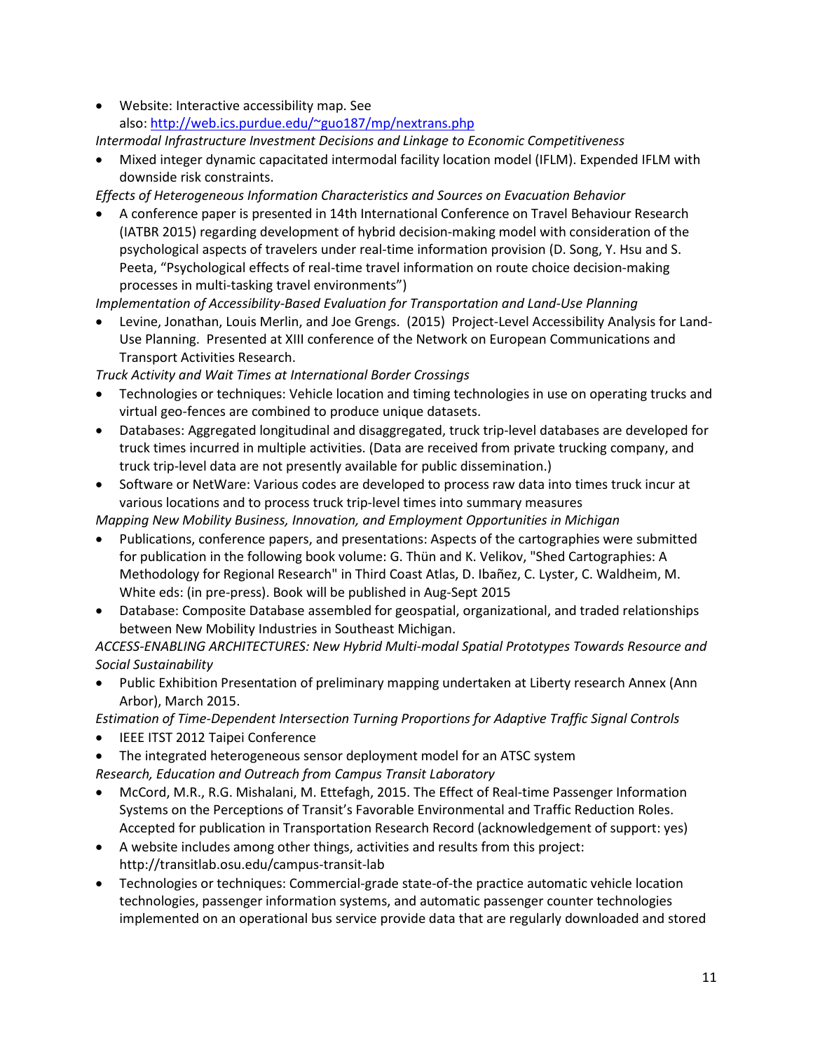- Website: Interactive accessibility map. See also: [http://web.ics.purdue.edu/~guo187/mp/nextrans.php](http://web.ics.purdue.edu/~guo187/mp/nextrans.php)

*Intermodal Infrastructure Investment Decisions and Linkage to Economic Competitiveness*

- Mixed integer dynamic capacitated intermodal facility location model (IFLM). Expended IFLM with downside risk constraints.

*Effects of Heterogeneous Information Characteristics and Sources on Evacuation Behavior*

- A conference paper is presented in 14th International Conference on Travel Behaviour Research (IATBR 2015) regarding development of hybrid decision-making model with consideration of the psychological aspects of travelers under real-time information provision (D. Song, Y. Hsu and S. Peeta, "Psychological effects of real-time travel information on route choice decision-making processes in multi-tasking travel environments")

*Implementation of Accessibility-Based Evaluation for Transportation and Land-Use Planning*

- Levine, Jonathan, Louis Merlin, and Joe Grengs. (2015) Project-Level Accessibility Analysis for Land-Use Planning. Presented at XIII conference of the Network on European Communications and Transport Activities Research.

*Truck Activity and Wait Times at International Border Crossings*

- Technologies or techniques: Vehicle location and timing technologies in use on operating trucks and virtual geo-fences are combined to produce unique datasets.
- Databases: Aggregated longitudinal and disaggregated, truck trip-level databases are developed for truck times incurred in multiple activities. (Data are received from private trucking company, and truck trip-level data are not presently available for public dissemination.)
- Software or NetWare: Various codes are developed to process raw data into times truck incur at various locations and to process truck trip-level times into summary measures

*Mapping New Mobility Business, Innovation, and Employment Opportunities in Michigan*

- Publications, conference papers, and presentations: Aspects of the cartographies were submitted for publication in the following book volume: G. Thün and K. Velikov, "Shed Cartographies: A Methodology for Regional Research" in Third Coast Atlas, D. Ibañez, C. Lyster, C. Waldheim, M. White eds: (in pre-press). Book will be published in Aug-Sept 2015
- Database: Composite Database assembled for geospatial, organizational, and traded relationships between New Mobility Industries in Southeast Michigan.

*ACCESS-ENABLING ARCHITECTURES: New Hybrid Multi-modal Spatial Prototypes Towards Resource and Social Sustainability*

- Public Exhibition Presentation of preliminary mapping undertaken at Liberty research Annex (Ann Arbor), March 2015.

*Estimation of Time-Dependent Intersection Turning Proportions for Adaptive Traffic Signal Controls*

- IEEE ITST 2012 Taipei Conference
- The integrated heterogeneous sensor deployment model for an ATSC system

*Research, Education and Outreach from Campus Transit Laboratory*

- McCord, M.R., R.G. Mishalani, M. Ettefagh, 2015. The Effect of Real-time Passenger Information Systems on the Perceptions of Transit's Favorable Environmental and Traffic Reduction Roles. Accepted for publication in Transportation Research Record (acknowledgement of support: yes)
- A website includes among other things, activities and results from this project: http://transitlab.osu.edu/campus-transit-lab
- Technologies or techniques: Commercial-grade state-of-the practice automatic vehicle location technologies, passenger information systems, and automatic passenger counter technologies implemented on an operational bus service provide data that are regularly downloaded and stored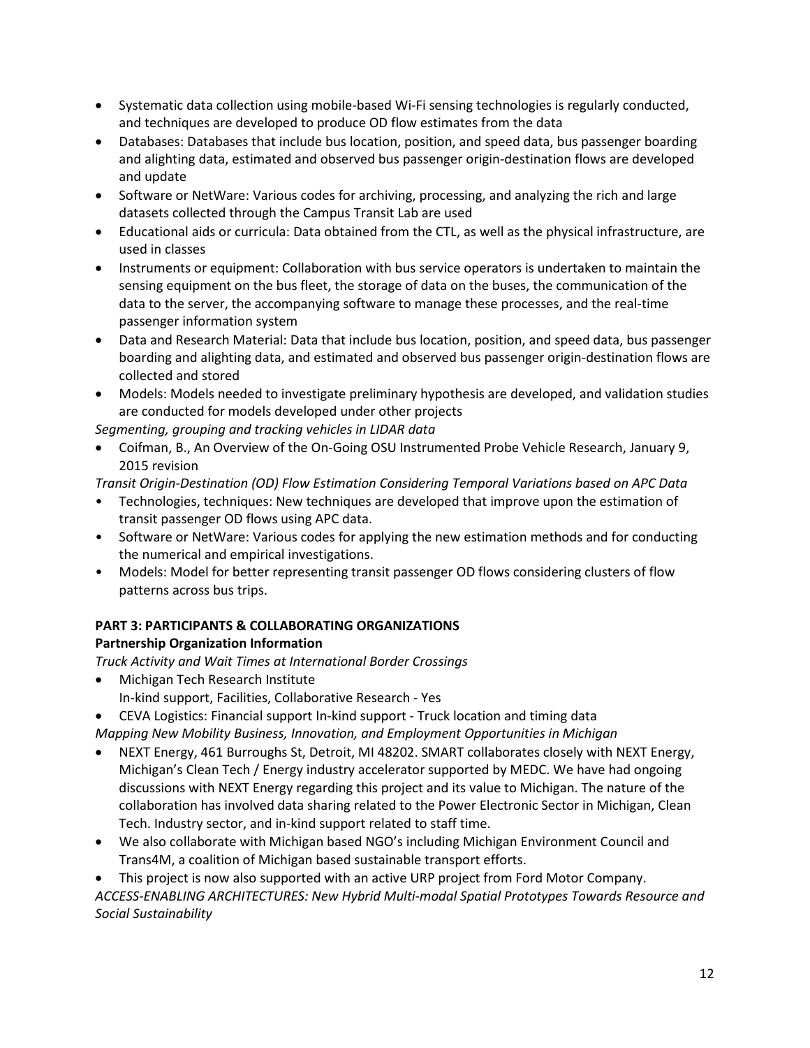- Systematic data collection using mobile-based Wi-Fi sensing technologies is regularly conducted, and techniques are developed to produce OD flow estimates from the data
- Databases: Databases that include bus location, position, and speed data, bus passenger boarding and alighting data, estimated and observed bus passenger origin-destination flows are developed and update
- Software or NetWare: Various codes for archiving, processing, and analyzing the rich and large datasets collected through the Campus Transit Lab are used
- Educational aids or curricula: Data obtained from the CTL, as well as the physical infrastructure, are used in classes
- Instruments or equipment: Collaboration with bus service operators is undertaken to maintain the sensing equipment on the bus fleet, the storage of data on the buses, the communication of the data to the server, the accompanying software to manage these processes, and the real-time passenger information system
- Data and Research Material: Data that include bus location, position, and speed data, bus passenger boarding and alighting data, and estimated and observed bus passenger origin-destination flows are collected and stored
- Models: Models needed to investigate preliminary hypothesis are developed, and validation studies are conducted for models developed under other projects

*Segmenting, grouping and tracking vehicles in LIDAR data*

- Coifman, B., An Overview of the On-Going OSU Instrumented Probe Vehicle Research, January 9, 2015 revision

*Transit Origin-Destination (OD) Flow Estimation Considering Temporal Variations based on APC Data*

- Technologies, techniques: New techniques are developed that improve upon the estimation of transit passenger OD flows using APC data.
- Software or NetWare: Various codes for applying the new estimation methods and for conducting the numerical and empirical investigations.
- Models: Model for better representing transit passenger OD flows considering clusters of flow patterns across bus trips.

## PART 3: PARTICIPANTS & COLLABORATING ORGANIZATIONS

### Partnership Organization Information

*Truck Activity and Wait Times at International Border Crossings*

- Michigan Tech Research Institute
  In-kind support, Facilities, Collaborative Research - Yes
- CEVA Logistics: Financial support In-kind support - Truck location and timing data

*Mapping New Mobility Business, Innovation, and Employment Opportunities in Michigan*

- NEXT Energy, 461 Burroughs St, Detroit, MI 48202. SMART collaborates closely with NEXT Energy, Michigan's Clean Tech / Energy industry accelerator supported by MEDC. We have had ongoing discussions with NEXT Energy regarding this project and its value to Michigan. The nature of the collaboration has involved data sharing related to the Power Electronic Sector in Michigan, Clean Tech. Industry sector, and in-kind support related to staff time.
- We also collaborate with Michigan based NGO's including Michigan Environment Council and Trans4M, a coalition of Michigan based sustainable transport efforts.
- This project is now also supported with an active URP project from Ford Motor Company.

*ACCESS-ENABLING ARCHITECTURES: New Hybrid Multi-modal Spatial Prototypes Towards Resource and Social Sustainability*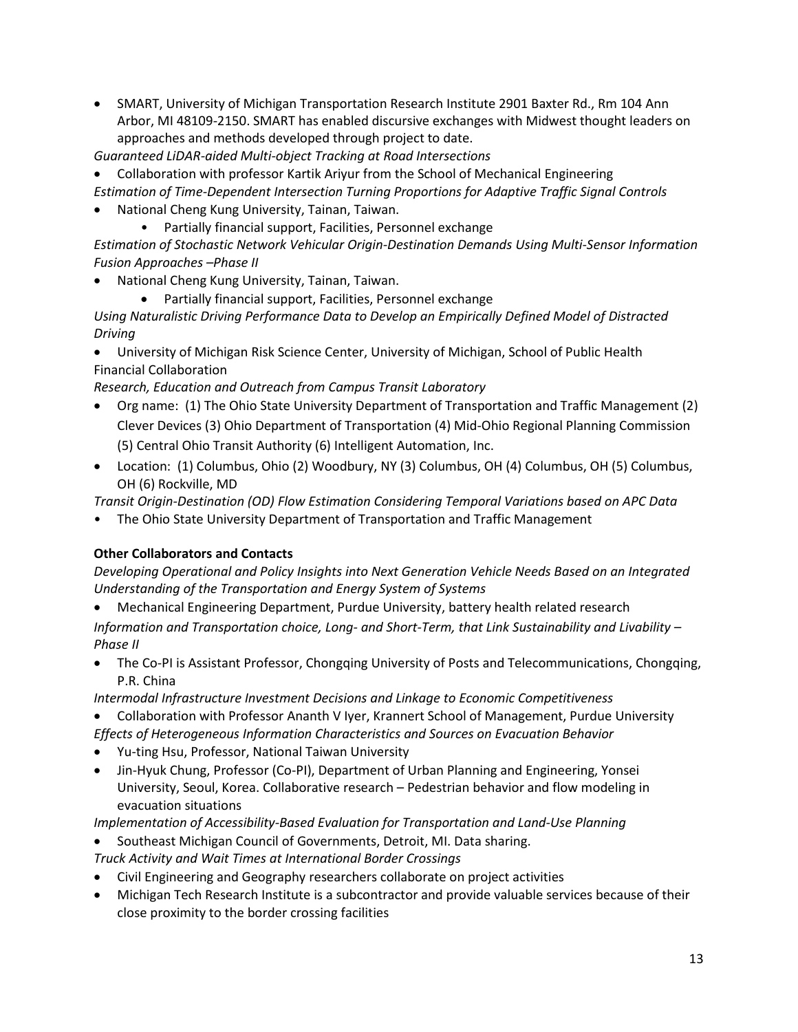- SMART, University of Michigan Transportation Research Institute 2901 Baxter Rd., Rm 104 Ann Arbor, MI 48109-2150. SMART has enabled discursive exchanges with Midwest thought leaders on approaches and methods developed through project to date.

*Guaranteed LiDAR-aided Multi-object Tracking at Road Intersections*

- Collaboration with professor Kartik Ariyur from the School of Mechanical Engineering

*Estimation of Time-Dependent Intersection Turning Proportions for Adaptive Traffic Signal Controls*

- National Cheng Kung University, Tainan, Taiwan.
    - Partially financial support, Facilities, Personnel exchange

*Estimation of Stochastic Network Vehicular Origin-Destination Demands Using Multi-Sensor Information Fusion Approaches –Phase II*

- National Cheng Kung University, Tainan, Taiwan.
    - Partially financial support, Facilities, Personnel exchange

*Using Naturalistic Driving Performance Data to Develop an Empirically Defined Model of Distracted Driving*

- University of Michigan Risk Science Center, University of Michigan, School of Public Health Financial Collaboration

*Research, Education and Outreach from Campus Transit Laboratory*

- Org name: (1) The Ohio State University Department of Transportation and Traffic Management (2) Clever Devices (3) Ohio Department of Transportation (4) Mid-Ohio Regional Planning Commission (5) Central Ohio Transit Authority (6) Intelligent Automation, Inc.
- Location: (1) Columbus, Ohio (2) Woodbury, NY (3) Columbus, OH (4) Columbus, OH (5) Columbus, OH (6) Rockville, MD

*Transit Origin-Destination (OD) Flow Estimation Considering Temporal Variations based on APC Data*

- The Ohio State University Department of Transportation and Traffic Management

**Other Collaborators and Contacts**

*Developing Operational and Policy Insights into Next Generation Vehicle Needs Based on an Integrated Understanding of the Transportation and Energy System of Systems*

- Mechanical Engineering Department, Purdue University, battery health related research

*Information and Transportation choice, Long- and Short-Term, that Link Sustainability and Livability – Phase II*

- The Co-PI is Assistant Professor, Chongqing University of Posts and Telecommunications, Chongqing, P.R. China

*Intermodal Infrastructure Investment Decisions and Linkage to Economic Competitiveness*

- Collaboration with Professor Ananth V Iyer, Krannert School of Management, Purdue University

*Effects of Heterogeneous Information Characteristics and Sources on Evacuation Behavior*

- Yu-ting Hsu, Professor, National Taiwan University
- Jin-Hyuk Chung, Professor (Co-PI), Department of Urban Planning and Engineering, Yonsei University, Seoul, Korea. Collaborative research – Pedestrian behavior and flow modeling in evacuation situations

*Implementation of Accessibility-Based Evaluation for Transportation and Land-Use Planning*

- Southeast Michigan Council of Governments, Detroit, MI. Data sharing.

*Truck Activity and Wait Times at International Border Crossings*

- Civil Engineering and Geography researchers collaborate on project activities
- Michigan Tech Research Institute is a subcontractor and provide valuable services because of their close proximity to the border crossing facilities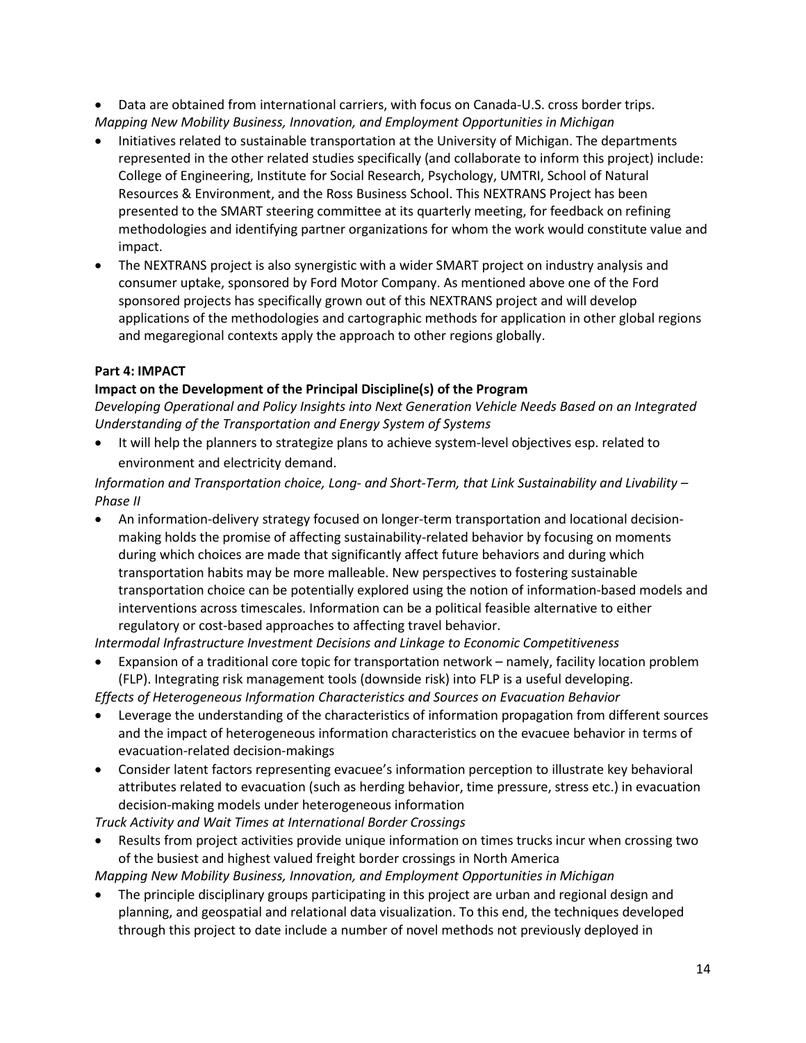- Data are obtained from international carriers, with focus on Canada-U.S. cross border trips.

*Mapping New Mobility Business, Innovation, and Employment Opportunities in Michigan*

- Initiatives related to sustainable transportation at the University of Michigan. The departments represented in the other related studies specifically (and collaborate to inform this project) include: College of Engineering, Institute for Social Research, Psychology, UMTRI, School of Natural Resources & Environment, and the Ross Business School. This NEXTRANS Project has been presented to the SMART steering committee at its quarterly meeting, for feedback on refining methodologies and identifying partner organizations for whom the work would constitute value and impact.
- The NEXTRANS project is also synergistic with a wider SMART project on industry analysis and consumer uptake, sponsored by Ford Motor Company. As mentioned above one of the Ford sponsored projects has specifically grown out of this NEXTRANS project and will develop applications of the methodologies and cartographic methods for application in other global regions and megaregional contexts apply the approach to other regions globally.

**Part 4: IMPACT**

**Impact on the Development of the Principal Discipline(s) of the Program**

*Developing Operational and Policy Insights into Next Generation Vehicle Needs Based on an Integrated Understanding of the Transportation and Energy System of Systems*

- It will help the planners to strategize plans to achieve system-level objectives esp. related to environment and electricity demand.

*Information and Transportation choice, Long- and Short-Term, that Link Sustainability and Livability – Phase II*

- An information-delivery strategy focused on longer-term transportation and locational decision-making holds the promise of affecting sustainability-related behavior by focusing on moments during which choices are made that significantly affect future behaviors and during which transportation habits may be more malleable. New perspectives to fostering sustainable transportation choice can be potentially explored using the notion of information-based models and interventions across timescales. Information can be a political feasible alternative to either regulatory or cost-based approaches to affecting travel behavior.

*Intermodal Infrastructure Investment Decisions and Linkage to Economic Competitiveness*

- Expansion of a traditional core topic for transportation network – namely, facility location problem (FLP). Integrating risk management tools (downside risk) into FLP is a useful developing.

*Effects of Heterogeneous Information Characteristics and Sources on Evacuation Behavior*

- Leverage the understanding of the characteristics of information propagation from different sources and the impact of heterogeneous information characteristics on the evacuee behavior in terms of evacuation-related decision-makings
- Consider latent factors representing evacuee's information perception to illustrate key behavioral attributes related to evacuation (such as herding behavior, time pressure, stress etc.) in evacuation decision-making models under heterogeneous information

*Truck Activity and Wait Times at International Border Crossings*

- Results from project activities provide unique information on times trucks incur when crossing two of the busiest and highest valued freight border crossings in North America

*Mapping New Mobility Business, Innovation, and Employment Opportunities in Michigan*

- The principle disciplinary groups participating in this project are urban and regional design and planning, and geospatial and relational data visualization. To this end, the techniques developed through this project to date include a number of novel methods not previously deployed in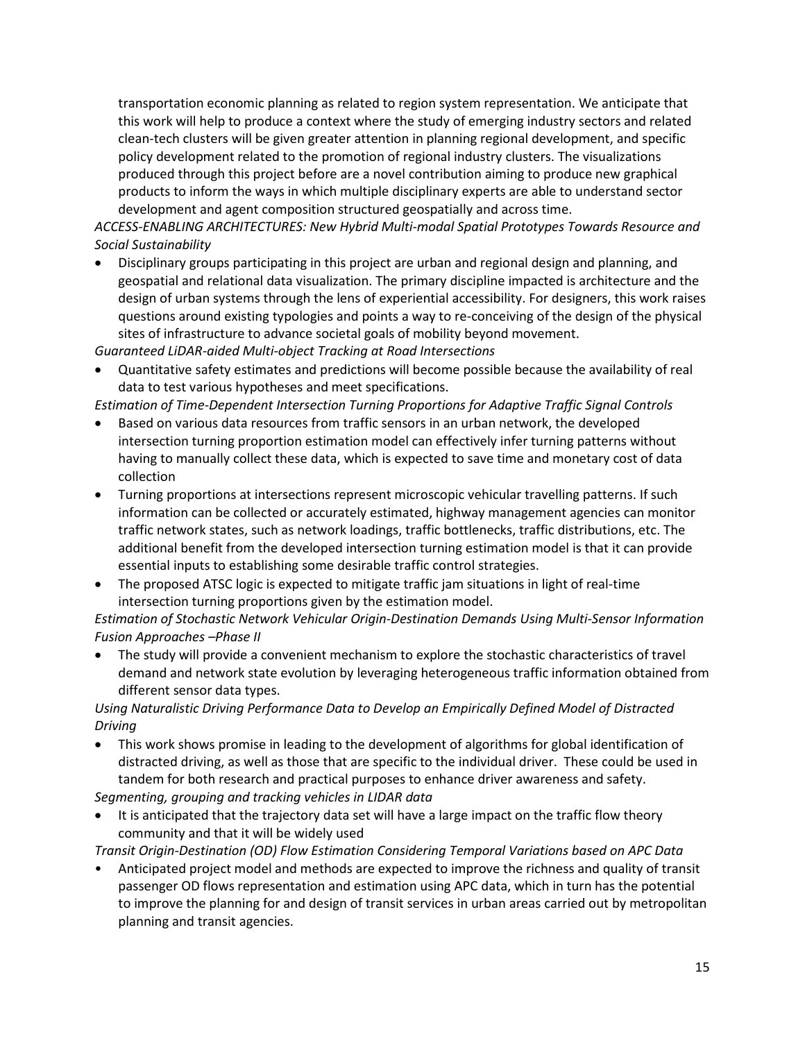transportation economic planning as related to region system representation. We anticipate that this work will help to produce a context where the study of emerging industry sectors and related clean-tech clusters will be given greater attention in planning regional development, and specific policy development related to the promotion of regional industry clusters. The visualizations produced through this project before are a novel contribution aiming to produce new graphical products to inform the ways in which multiple disciplinary experts are able to understand sector development and agent composition structured geospatially and across time.

*ACCESS-ENABLING ARCHITECTURES: New Hybrid Multi-modal Spatial Prototypes Towards Resource and Social Sustainability*

- Disciplinary groups participating in this project are urban and regional design and planning, and geospatial and relational data visualization. The primary discipline impacted is architecture and the design of urban systems through the lens of experiential accessibility. For designers, this work raises questions around existing typologies and points a way to re-conceiving of the design of the physical sites of infrastructure to advance societal goals of mobility beyond movement.

*Guaranteed LiDAR-aided Multi-object Tracking at Road Intersections*

- Quantitative safety estimates and predictions will become possible because the availability of real data to test various hypotheses and meet specifications.

*Estimation of Time-Dependent Intersection Turning Proportions for Adaptive Traffic Signal Controls*

- Based on various data resources from traffic sensors in an urban network, the developed intersection turning proportion estimation model can effectively infer turning patterns without having to manually collect these data, which is expected to save time and monetary cost of data collection
- Turning proportions at intersections represent microscopic vehicular travelling patterns. If such information can be collected or accurately estimated, highway management agencies can monitor traffic network states, such as network loadings, traffic bottlenecks, traffic distributions, etc. The additional benefit from the developed intersection turning estimation model is that it can provide essential inputs to establishing some desirable traffic control strategies.
- The proposed ATSC logic is expected to mitigate traffic jam situations in light of real-time intersection turning proportions given by the estimation model.

*Estimation of Stochastic Network Vehicular Origin-Destination Demands Using Multi-Sensor Information Fusion Approaches –Phase II*

- The study will provide a convenient mechanism to explore the stochastic characteristics of travel demand and network state evolution by leveraging heterogeneous traffic information obtained from different sensor data types.

*Using Naturalistic Driving Performance Data to Develop an Empirically Defined Model of Distracted Driving*

- This work shows promise in leading to the development of algorithms for global identification of distracted driving, as well as those that are specific to the individual driver. These could be used in tandem for both research and practical purposes to enhance driver awareness and safety.

*Segmenting, grouping and tracking vehicles in LIDAR data*

- It is anticipated that the trajectory data set will have a large impact on the traffic flow theory community and that it will be widely used

*Transit Origin-Destination (OD) Flow Estimation Considering Temporal Variations based on APC Data*

- Anticipated project model and methods are expected to improve the richness and quality of transit passenger OD flows representation and estimation using APC data, which in turn has the potential to improve the planning for and design of transit services in urban areas carried out by metropolitan planning and transit agencies.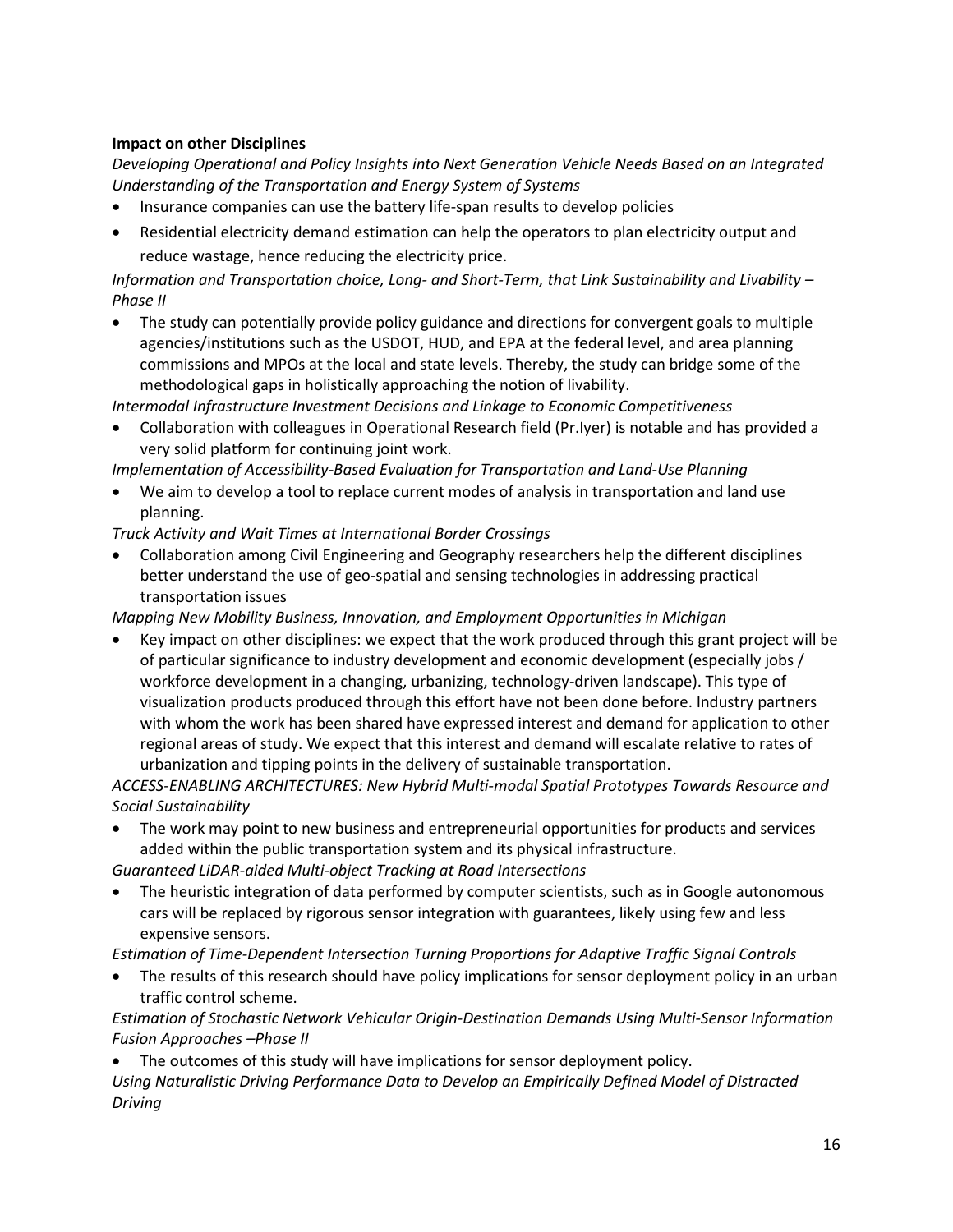**Impact on other Disciplines**

*Developing Operational and Policy Insights into Next Generation Vehicle Needs Based on an Integrated Understanding of the Transportation and Energy System of Systems*

- Insurance companies can use the battery life-span results to develop policies
- Residential electricity demand estimation can help the operators to plan electricity output and reduce wastage, hence reducing the electricity price.

*Information and Transportation choice, Long- and Short-Term, that Link Sustainability and Livability – Phase II*

- The study can potentially provide policy guidance and directions for convergent goals to multiple agencies/institutions such as the USDOT, HUD, and EPA at the federal level, and area planning commissions and MPOs at the local and state levels. Thereby, the study can bridge some of the methodological gaps in holistically approaching the notion of livability.

*Intermodal Infrastructure Investment Decisions and Linkage to Economic Competitiveness*

- Collaboration with colleagues in Operational Research field (Pr.Iyer) is notable and has provided a very solid platform for continuing joint work.

*Implementation of Accessibility-Based Evaluation for Transportation and Land-Use Planning*

- We aim to develop a tool to replace current modes of analysis in transportation and land use planning.

*Truck Activity and Wait Times at International Border Crossings*

- Collaboration among Civil Engineering and Geography researchers help the different disciplines better understand the use of geo-spatial and sensing technologies in addressing practical transportation issues

*Mapping New Mobility Business, Innovation, and Employment Opportunities in Michigan*

- Key impact on other disciplines: we expect that the work produced through this grant project will be of particular significance to industry development and economic development (especially jobs / workforce development in a changing, urbanizing, technology-driven landscape). This type of visualization products produced through this effort have not been done before. Industry partners with whom the work has been shared have expressed interest and demand for application to other regional areas of study. We expect that this interest and demand will escalate relative to rates of urbanization and tipping points in the delivery of sustainable transportation.

*ACCESS-ENABLING ARCHITECTURES: New Hybrid Multi-modal Spatial Prototypes Towards Resource and Social Sustainability*

- The work may point to new business and entrepreneurial opportunities for products and services added within the public transportation system and its physical infrastructure.

*Guaranteed LiDAR-aided Multi-object Tracking at Road Intersections*

- The heuristic integration of data performed by computer scientists, such as in Google autonomous cars will be replaced by rigorous sensor integration with guarantees, likely using few and less expensive sensors.

*Estimation of Time-Dependent Intersection Turning Proportions for Adaptive Traffic Signal Controls*

- The results of this research should have policy implications for sensor deployment policy in an urban traffic control scheme.

*Estimation of Stochastic Network Vehicular Origin-Destination Demands Using Multi-Sensor Information Fusion Approaches –Phase II*

- The outcomes of this study will have implications for sensor deployment policy.

*Using Naturalistic Driving Performance Data to Develop an Empirically Defined Model of Distracted Driving*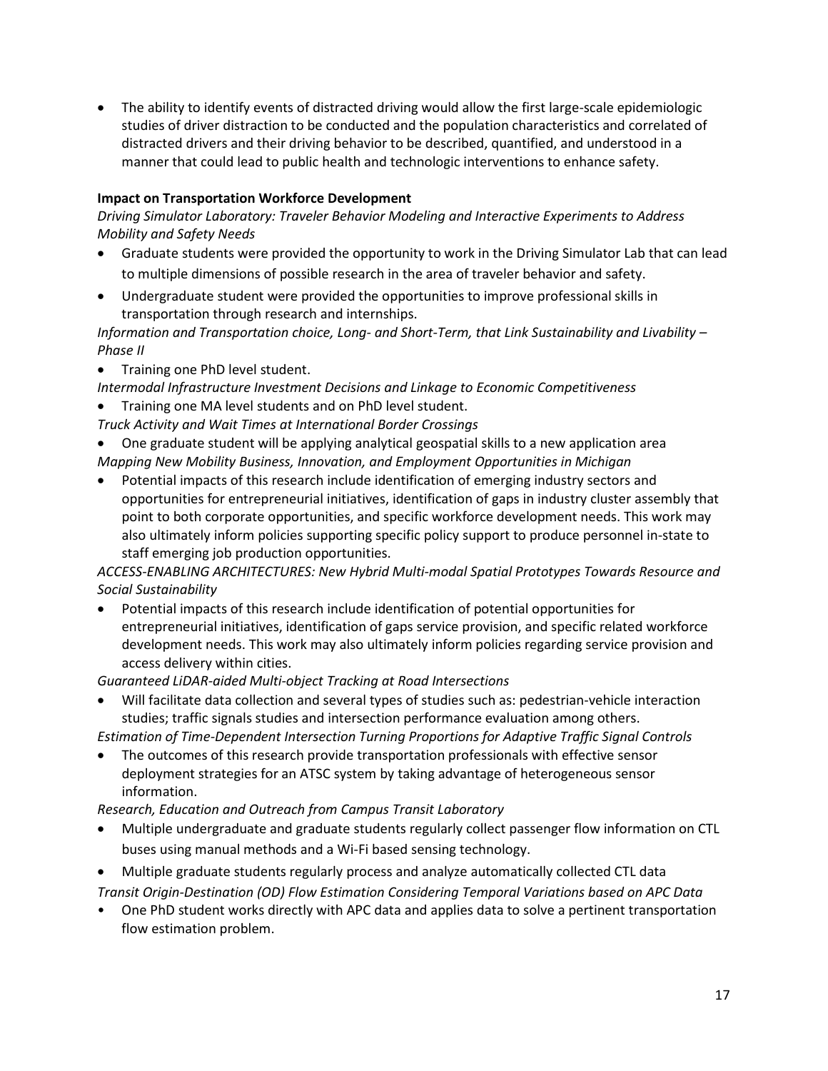- The ability to identify events of distracted driving would allow the first large-scale epidemiologic studies of driver distraction to be conducted and the population characteristics and correlated of distracted drivers and their driving behavior to be described, quantified, and understood in a manner that could lead to public health and technologic interventions to enhance safety.

**Impact on Transportation Workforce Development**

*Driving Simulator Laboratory: Traveler Behavior Modeling and Interactive Experiments to Address Mobility and Safety Needs*

- Graduate students were provided the opportunity to work in the Driving Simulator Lab that can lead to multiple dimensions of possible research in the area of traveler behavior and safety.
- Undergraduate student were provided the opportunities to improve professional skills in transportation through research and internships.

*Information and Transportation choice, Long- and Short-Term, that Link Sustainability and Livability – Phase II*

- Training one PhD level student.

*Intermodal Infrastructure Investment Decisions and Linkage to Economic Competitiveness*

- Training one MA level students and on PhD level student.

*Truck Activity and Wait Times at International Border Crossings*

- One graduate student will be applying analytical geospatial skills to a new application area

*Mapping New Mobility Business, Innovation, and Employment Opportunities in Michigan*

- Potential impacts of this research include identification of emerging industry sectors and opportunities for entrepreneurial initiatives, identification of gaps in industry cluster assembly that point to both corporate opportunities, and specific workforce development needs. This work may also ultimately inform policies supporting specific policy support to produce personnel in-state to staff emerging job production opportunities.

*ACCESS-ENABLING ARCHITECTURES: New Hybrid Multi-modal Spatial Prototypes Towards Resource and Social Sustainability*

- Potential impacts of this research include identification of potential opportunities for entrepreneurial initiatives, identification of gaps service provision, and specific related workforce development needs. This work may also ultimately inform policies regarding service provision and access delivery within cities.

*Guaranteed LiDAR-aided Multi-object Tracking at Road Intersections*

- Will facilitate data collection and several types of studies such as: pedestrian-vehicle interaction studies; traffic signals studies and intersection performance evaluation among others.

*Estimation of Time-Dependent Intersection Turning Proportions for Adaptive Traffic Signal Controls*

- The outcomes of this research provide transportation professionals with effective sensor deployment strategies for an ATSC system by taking advantage of heterogeneous sensor information.

*Research, Education and Outreach from Campus Transit Laboratory*

- Multiple undergraduate and graduate students regularly collect passenger flow information on CTL buses using manual methods and a Wi-Fi based sensing technology.
- Multiple graduate students regularly process and analyze automatically collected CTL data

*Transit Origin-Destination (OD) Flow Estimation Considering Temporal Variations based on APC Data*

- One PhD student works directly with APC data and applies data to solve a pertinent transportation flow estimation problem.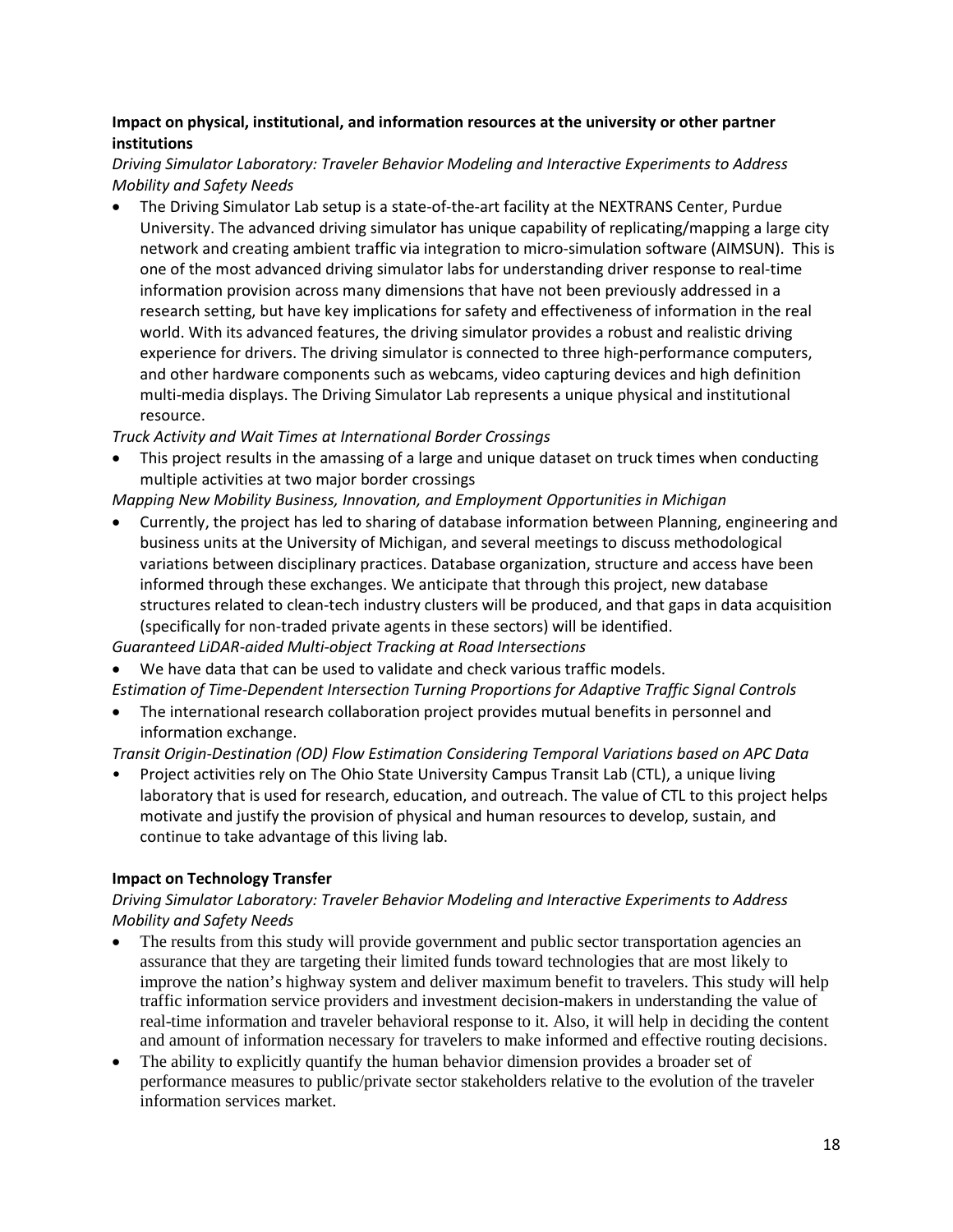**Impact on physical, institutional, and information resources at the university or other partner institutions**

*Driving Simulator Laboratory: Traveler Behavior Modeling and Interactive Experiments to Address Mobility and Safety Needs*

- The Driving Simulator Lab setup is a state-of-the-art facility at the NEXTRANS Center, Purdue University. The advanced driving simulator has unique capability of replicating/mapping a large city network and creating ambient traffic via integration to micro-simulation software (AIMSUN). This is one of the most advanced driving simulator labs for understanding driver response to real-time information provision across many dimensions that have not been previously addressed in a research setting, but have key implications for safety and effectiveness of information in the real world. With its advanced features, the driving simulator provides a robust and realistic driving experience for drivers. The driving simulator is connected to three high-performance computers, and other hardware components such as webcams, video capturing devices and high definition multi-media displays. The Driving Simulator Lab represents a unique physical and institutional resource.

*Truck Activity and Wait Times at International Border Crossings*

- This project results in the amassing of a large and unique dataset on truck times when conducting multiple activities at two major border crossings

*Mapping New Mobility Business, Innovation, and Employment Opportunities in Michigan*

- Currently, the project has led to sharing of database information between Planning, engineering and business units at the University of Michigan, and several meetings to discuss methodological variations between disciplinary practices. Database organization, structure and access have been informed through these exchanges. We anticipate that through this project, new database structures related to clean-tech industry clusters will be produced, and that gaps in data acquisition (specifically for non-traded private agents in these sectors) will be identified.

*Guaranteed LiDAR-aided Multi-object Tracking at Road Intersections*

- We have data that can be used to validate and check various traffic models.

*Estimation of Time-Dependent Intersection Turning Proportions for Adaptive Traffic Signal Controls*

- The international research collaboration project provides mutual benefits in personnel and information exchange.

*Transit Origin-Destination (OD) Flow Estimation Considering Temporal Variations based on APC Data*

- Project activities rely on The Ohio State University Campus Transit Lab (CTL), a unique living laboratory that is used for research, education, and outreach. The value of CTL to this project helps motivate and justify the provision of physical and human resources to develop, sustain, and continue to take advantage of this living lab.

**Impact on Technology Transfer**

*Driving Simulator Laboratory: Traveler Behavior Modeling and Interactive Experiments to Address Mobility and Safety Needs*

- The results from this study will provide government and public sector transportation agencies an assurance that they are targeting their limited funds toward technologies that are most likely to improve the nation's highway system and deliver maximum benefit to travelers. This study will help traffic information service providers and investment decision-makers in understanding the value of real-time information and traveler behavioral response to it. Also, it will help in deciding the content and amount of information necessary for travelers to make informed and effective routing decisions.
- The ability to explicitly quantify the human behavior dimension provides a broader set of performance measures to public/private sector stakeholders relative to the evolution of the traveler information services market.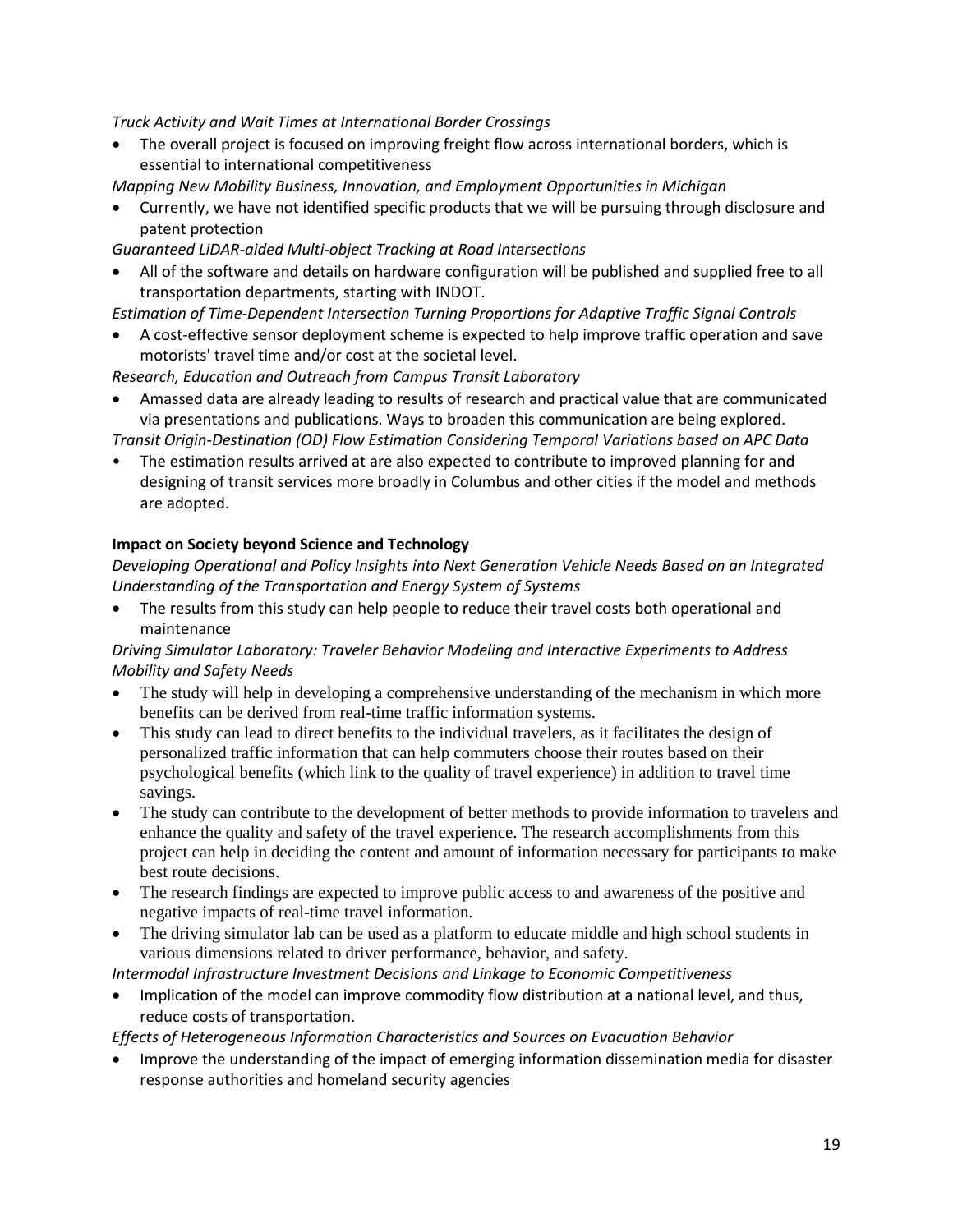*Truck Activity and Wait Times at International Border Crossings*

- The overall project is focused on improving freight flow across international borders, which is essential to international competitiveness

*Mapping New Mobility Business, Innovation, and Employment Opportunities in Michigan*

- Currently, we have not identified specific products that we will be pursuing through disclosure and patent protection

*Guaranteed LiDAR-aided Multi-object Tracking at Road Intersections*

- All of the software and details on hardware configuration will be published and supplied free to all transportation departments, starting with INDOT.

*Estimation of Time-Dependent Intersection Turning Proportions for Adaptive Traffic Signal Controls*

- A cost-effective sensor deployment scheme is expected to help improve traffic operation and save motorists' travel time and/or cost at the societal level.

*Research, Education and Outreach from Campus Transit Laboratory*

- Amassed data are already leading to results of research and practical value that are communicated via presentations and publications. Ways to broaden this communication are being explored.

*Transit Origin-Destination (OD) Flow Estimation Considering Temporal Variations based on APC Data*

- The estimation results arrived at are also expected to contribute to improved planning for and designing of transit services more broadly in Columbus and other cities if the model and methods are adopted.

**Impact on Society beyond Science and Technology**

*Developing Operational and Policy Insights into Next Generation Vehicle Needs Based on an Integrated Understanding of the Transportation and Energy System of Systems*

- The results from this study can help people to reduce their travel costs both operational and maintenance

*Driving Simulator Laboratory: Traveler Behavior Modeling and Interactive Experiments to Address Mobility and Safety Needs*

- The study will help in developing a comprehensive understanding of the mechanism in which more benefits can be derived from real-time traffic information systems.
- This study can lead to direct benefits to the individual travelers, as it facilitates the design of personalized traffic information that can help commuters choose their routes based on their psychological benefits (which link to the quality of travel experience) in addition to travel time savings.
- The study can contribute to the development of better methods to provide information to travelers and enhance the quality and safety of the travel experience. The research accomplishments from this project can help in deciding the content and amount of information necessary for participants to make best route decisions.
- The research findings are expected to improve public access to and awareness of the positive and negative impacts of real-time travel information.
- The driving simulator lab can be used as a platform to educate middle and high school students in various dimensions related to driver performance, behavior, and safety.

*Intermodal Infrastructure Investment Decisions and Linkage to Economic Competitiveness*

- Implication of the model can improve commodity flow distribution at a national level, and thus, reduce costs of transportation.

*Effects of Heterogeneous Information Characteristics and Sources on Evacuation Behavior*

- Improve the understanding of the impact of emerging information dissemination media for disaster response authorities and homeland security agencies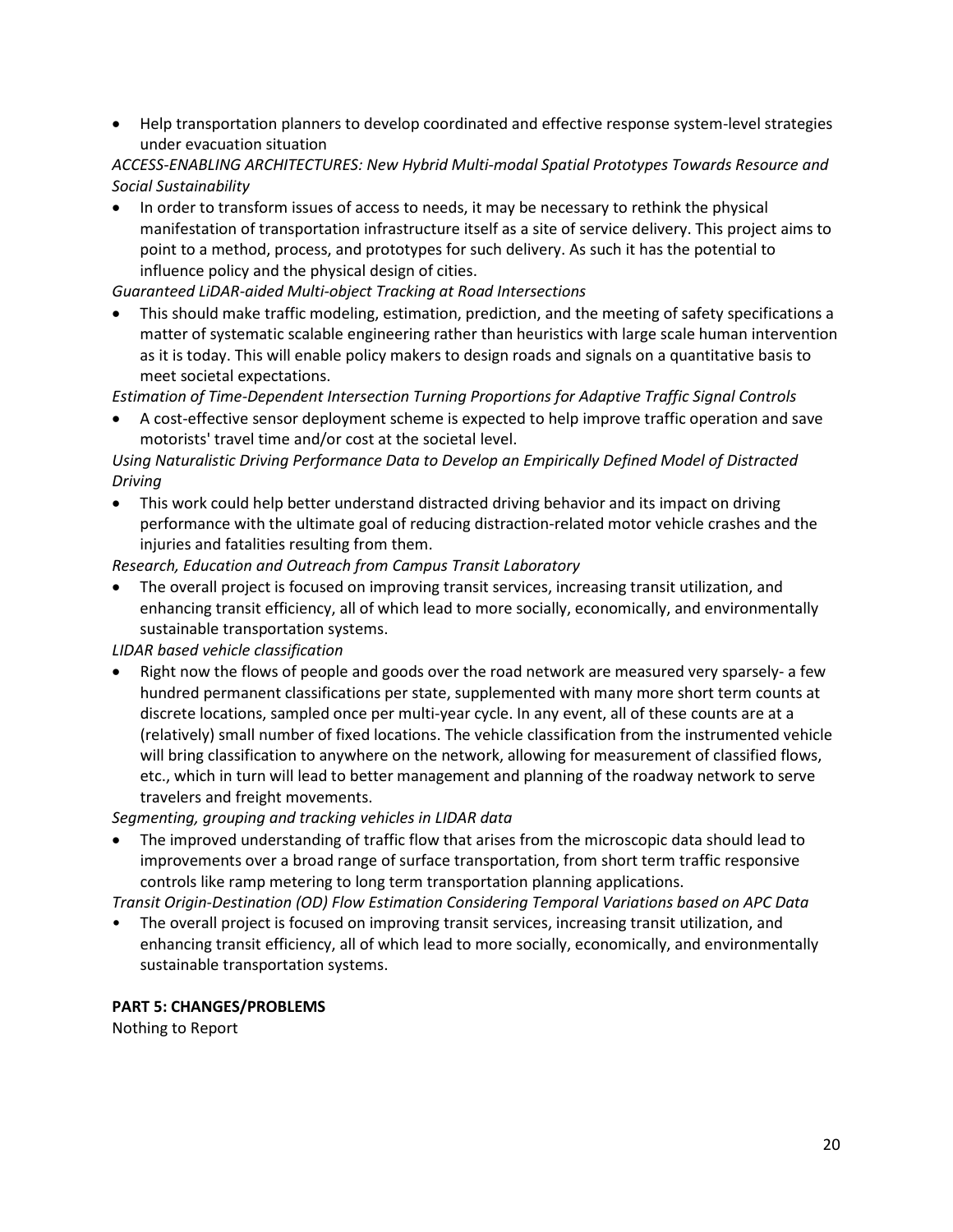- Help transportation planners to develop coordinated and effective response system-level strategies under evacuation situation

*ACCESS-ENABLING ARCHITECTURES: New Hybrid Multi-modal Spatial Prototypes Towards Resource and Social Sustainability*

- In order to transform issues of access to needs, it may be necessary to rethink the physical manifestation of transportation infrastructure itself as a site of service delivery. This project aims to point to a method, process, and prototypes for such delivery. As such it has the potential to influence policy and the physical design of cities.

*Guaranteed LiDAR-aided Multi-object Tracking at Road Intersections*

- This should make traffic modeling, estimation, prediction, and the meeting of safety specifications a matter of systematic scalable engineering rather than heuristics with large scale human intervention as it is today. This will enable policy makers to design roads and signals on a quantitative basis to meet societal expectations.

*Estimation of Time-Dependent Intersection Turning Proportions for Adaptive Traffic Signal Controls*

- A cost-effective sensor deployment scheme is expected to help improve traffic operation and save motorists' travel time and/or cost at the societal level.

*Using Naturalistic Driving Performance Data to Develop an Empirically Defined Model of Distracted Driving*

- This work could help better understand distracted driving behavior and its impact on driving performance with the ultimate goal of reducing distraction-related motor vehicle crashes and the injuries and fatalities resulting from them.

*Research, Education and Outreach from Campus Transit Laboratory*

- The overall project is focused on improving transit services, increasing transit utilization, and enhancing transit efficiency, all of which lead to more socially, economically, and environmentally sustainable transportation systems.

*LIDAR based vehicle classification*

- Right now the flows of people and goods over the road network are measured very sparsely- a few hundred permanent classifications per state, supplemented with many more short term counts at discrete locations, sampled once per multi-year cycle. In any event, all of these counts are at a (relatively) small number of fixed locations. The vehicle classification from the instrumented vehicle will bring classification to anywhere on the network, allowing for measurement of classified flows, etc., which in turn will lead to better management and planning of the roadway network to serve travelers and freight movements.

*Segmenting, grouping and tracking vehicles in LIDAR data*

- The improved understanding of traffic flow that arises from the microscopic data should lead to improvements over a broad range of surface transportation, from short term traffic responsive controls like ramp metering to long term transportation planning applications.

*Transit Origin-Destination (OD) Flow Estimation Considering Temporal Variations based on APC Data*

- The overall project is focused on improving transit services, increasing transit utilization, and enhancing transit efficiency, all of which lead to more socially, economically, and environmentally sustainable transportation systems.

**PART 5: CHANGES/PROBLEMS**

Nothing to Report